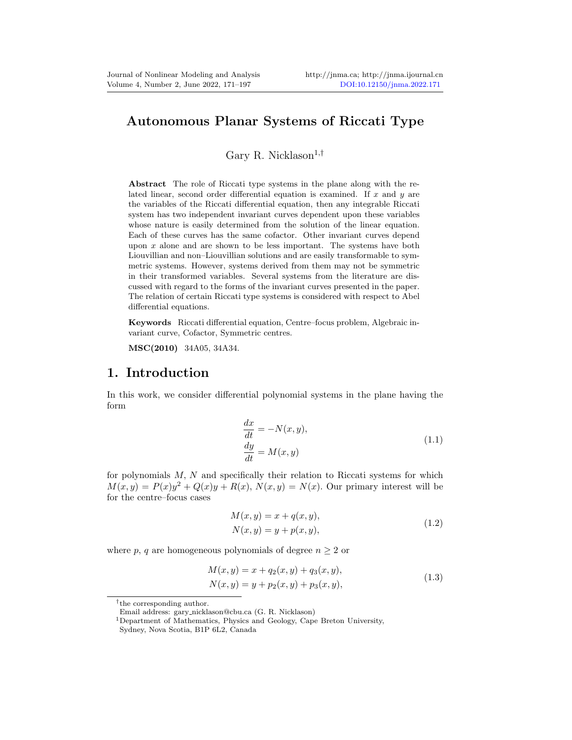# Autonomous Planar Systems of Riccati Type

Gary R. Nicklason[1,†]

**Abstract** The role of Riccati type systems in the plane along with the related linear, second order differential equation is examined. If $x$ and $y$ are the variables of the Riccati differential equation, then any integrable Riccati system has two independent invariant curves dependent upon these variables whose nature is easily determined from the solution of the linear equation. Each of these curves has the same cofactor. Other invariant curves depend upon $x$ alone and are shown to be less important. The systems have both Liouvillian and non–Liouvillian solutions and are easily transformable to symmetric systems. However, systems derived from them may not be symmetric in their transformed variables. Several systems from the literature are discussed with regard to the forms of the invariant curves presented in the paper. The relation of certain Riccati type systems is considered with respect to Abel differential equations.

**Keywords** Riccati differential equation, Centre–focus problem, Algebraic invariant curve, Cofactor, Symmetric centres.

**MSC(2010)** 34A05, 34A34.

## 1. Introduction

In this work, we consider differential polynomial systems in the plane having the form

$$\begin{aligned}\frac{dx}{dt} &= -N(x,y),\\ \frac{dy}{dt} &= M(x,y)\end{aligned} \tag{1.1}$$

for polynomials $M$, $N$ and specifically their relation to Riccati systems for which $M(x,y) = P(x)y^2 + Q(x)y + R(x)$, $N(x,y) = N(x)$. Our primary interest will be for the centre–focus cases

$$\begin{aligned}M(x,y) &= x + q(x,y),\\ N(x,y) &= y + p(x,y),\end{aligned} \tag{1.2}$$

where $p$, $q$ are homogeneous polynomials of degree $n \geq 2$ or

$$\begin{aligned}M(x,y) &= x + q_2(x,y) + q_3(x,y),\\ N(x,y) &= y + p_2(x,y) + p_3(x,y),\end{aligned} \tag{1.3}$$

[†]the corresponding author.
Email address: gary_nicklason@cbu.ca (G. R. Nicklason)
[1]Department of Mathematics, Physics and Geology, Cape Breton University, Sydney, Nova Scotia, B1P 6L2, Canada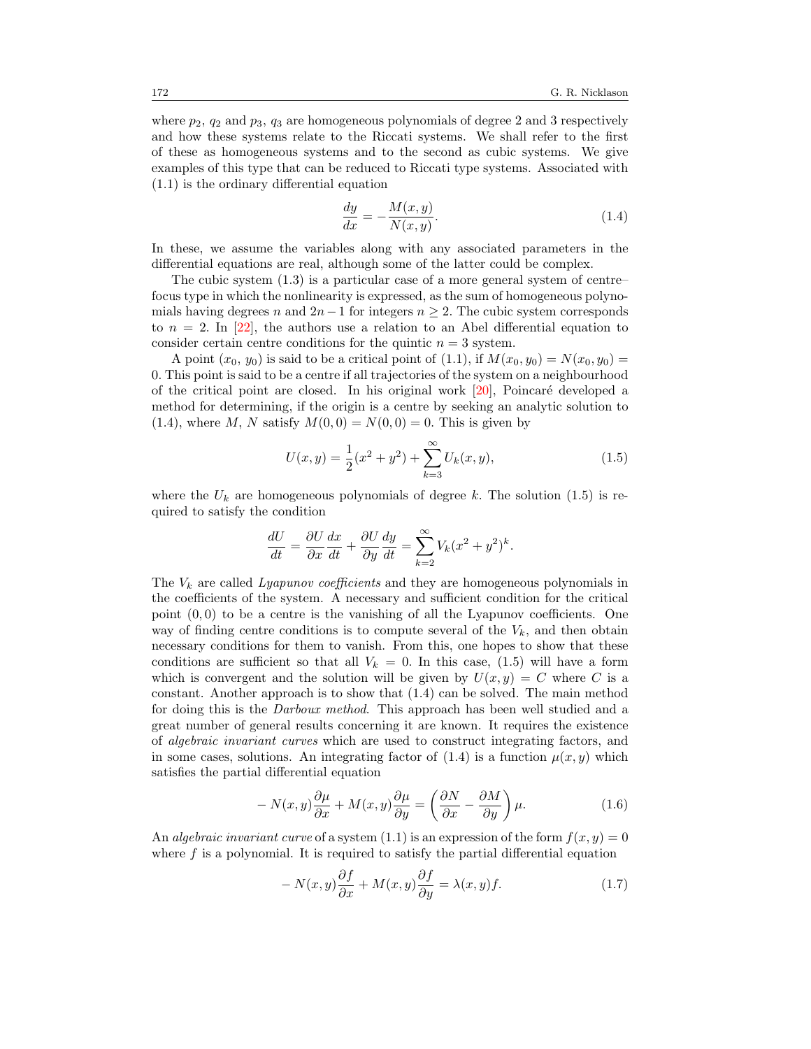where $p_2$, $q_2$ and $p_3$, $q_3$ are homogeneous polynomials of degree 2 and 3 respectively and how these systems relate to the Riccati systems. We shall refer to the first of these as homogeneous systems and to the second as cubic systems. We give examples of this type that can be reduced to Riccati type systems. Associated with (1.1) is the ordinary differential equation

$$\frac{dy}{dx} = -\frac{M(x,y)}{N(x,y)}. \tag{1.4}$$

In these, we assume the variables along with any associated parameters in the differential equations are real, although some of the latter could be complex.

The cubic system (1.3) is a particular case of a more general system of centre–focus type in which the nonlinearity is expressed, as the sum of homogeneous polynomials having degrees $n$ and $2n-1$ for integers $n \geq 2$. The cubic system corresponds to $n = 2$. In [22], the authors use a relation to an Abel differential equation to consider certain centre conditions for the quintic $n = 3$ system.

A point $(x_0, y_0)$ is said to be a critical point of (1.1), if $M(x_0, y_0) = N(x_0, y_0) = 0$. This point is said to be a centre if all trajectories of the system on a neighbourhood of the critical point are closed. In his original work [20], Poincaré developed a method for determining, if the origin is a centre by seeking an analytic solution to (1.4), where $M$, $N$ satisfy $M(0,0) = N(0,0) = 0$. This is given by

$$U(x,y) = \frac{1}{2}(x^2 + y^2) + \sum_{k=3}^{\infty} U_k(x,y), \tag{1.5}$$

where the $U_k$ are homogeneous polynomials of degree $k$. The solution (1.5) is required to satisfy the condition

$$\frac{dU}{dt} = \frac{\partial U}{\partial x}\frac{dx}{dt} + \frac{\partial U}{\partial y}\frac{dy}{dt} = \sum_{k=2}^{\infty} V_k (x^2 + y^2)^k.$$

The $V_k$ are called *Lyapunov coefficients* and they are homogeneous polynomials in the coefficients of the system. A necessary and sufficient condition for the critical point $(0,0)$ to be a centre is the vanishing of all the Lyapunov coefficients. One way of finding centre conditions is to compute several of the $V_k$, and then obtain necessary conditions for them to vanish. From this, one hopes to show that these conditions are sufficient so that all $V_k = 0$. In this case, (1.5) will have a form which is convergent and the solution will be given by $U(x,y) = C$ where $C$ is a constant. Another approach is to show that (1.4) can be solved. The main method for doing this is the *Darboux method*. This approach has been well studied and a great number of general results concerning it are known. It requires the existence of *algebraic invariant curves* which are used to construct integrating factors, and in some cases, solutions. An integrating factor of (1.4) is a function $\mu(x,y)$ which satisfies the partial differential equation

$$-N(x,y)\frac{\partial \mu}{\partial x} + M(x,y)\frac{\partial \mu}{\partial y} = \left(\frac{\partial N}{\partial x} - \frac{\partial M}{\partial y}\right)\mu. \tag{1.6}$$

An *algebraic invariant curve* of a system (1.1) is an expression of the form $f(x,y) = 0$ where $f$ is a polynomial. It is required to satisfy the partial differential equation

$$-N(x,y)\frac{\partial f}{\partial x} + M(x,y)\frac{\partial f}{\partial y} = \lambda(x,y) f. \tag{1.7}$$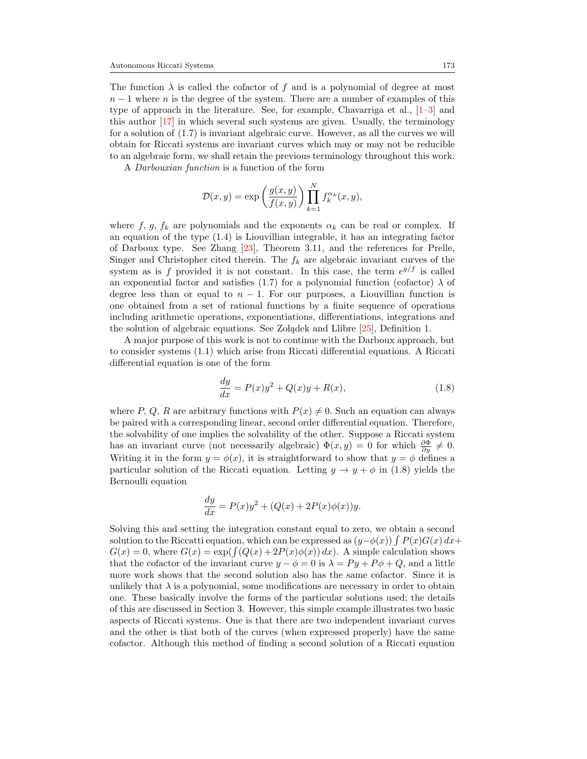The function $\lambda$ is called the cofactor of $f$ and is a polynomial of degree at most $n-1$ where $n$ is the degree of the system. There are a number of examples of this type of approach in the literature. See, for example, Chavarriga et al., [1–3] and this author [17] in which several such systems are given. Usually, the terminology for a solution of (1.7) is invariant algebraic curve. However, as all the curves we will obtain for Riccati systems are invariant curves which may or may not be reducible to an algebraic form, we shall retain the previous terminology throughout this work.

A *Darbouxian function* is a function of the form

$$\mathcal{D}(x,y) = \exp\left(\frac{g(x,y)}{f(x,y)}\right) \prod_{k=1}^{N} f_k^{\alpha_k}(x,y),$$

where $f$, $g$, $f_k$ are polynomials and the exponents $\alpha_k$ can be real or complex. If an equation of the type (1.4) is Liouvillian integrable, it has an integrating factor of Darboux type. See Zhang [23], Theorem 3.11, and the references for Prelle, Singer and Christopher cited therein. The $f_k$ are algebraic invariant curves of the system as is $f$ provided it is not constant. In this case, the term $e^{g/f}$ is called an exponential factor and satisfies (1.7) for a polynomial function (cofactor) $\lambda$ of degree less than or equal to $n-1$. For our purposes, a Liouvillian function is one obtained from a set of rational functions by a finite sequence of operations including arithmetic operations, exponentiations, differentiations, integrations and the solution of algebraic equations. See Żołądek and Llibre [25], Definition 1.

A major purpose of this work is not to continue with the Darboux approach, but to consider systems (1.1) which arise from Riccati differential equations. A Riccati differential equation is one of the form

$$\frac{dy}{dx} = P(x)y^2 + Q(x)y + R(x), \tag{1.8}$$

where $P$, $Q$, $R$ are arbitrary functions with $P(x) \neq 0$. Such an equation can always be paired with a corresponding linear, second order differential equation. Therefore, the solvability of one implies the solvability of the other. Suppose a Riccati system has an invariant curve (not necessarily algebraic) $\Phi(x,y) = 0$ for which $\frac{\partial \Phi}{\partial y} \neq 0$. Writing it in the form $y = \phi(x)$, it is straightforward to show that $y = \phi$ defines a particular solution of the Riccati equation. Letting $y \to y + \phi$ in (1.8) yields the Bernoulli equation

$$\frac{dy}{dx} = P(x)y^2 + (Q(x) + 2P(x)\phi(x))y.$$

Solving this and setting the integration constant equal to zero, we obtain a second solution to the Riccatti equation, which can be expressed as $(y-\phi(x))\int P(x)G(x)\,dx + G(x) = 0$, where $G(x) = \exp(\int (Q(x) + 2P(x)\phi(x))\,dx)$. A simple calculation shows that the cofactor of the invariant curve $y - \phi = 0$ is $\lambda = Py + P\phi + Q$, and a little more work shows that the second solution also has the same cofactor. Since it is unlikely that $\lambda$ is a polynomial, some modifications are necessary in order to obtain one. These basically involve the forms of the particular solutions used; the details of this are discussed in Section 3. However, this simple example illustrates two basic aspects of Riccati systems. One is that there are two independent invariant curves and the other is that both of the curves (when expressed properly) have the same cofactor. Although this method of finding a second solution of a Riccati equation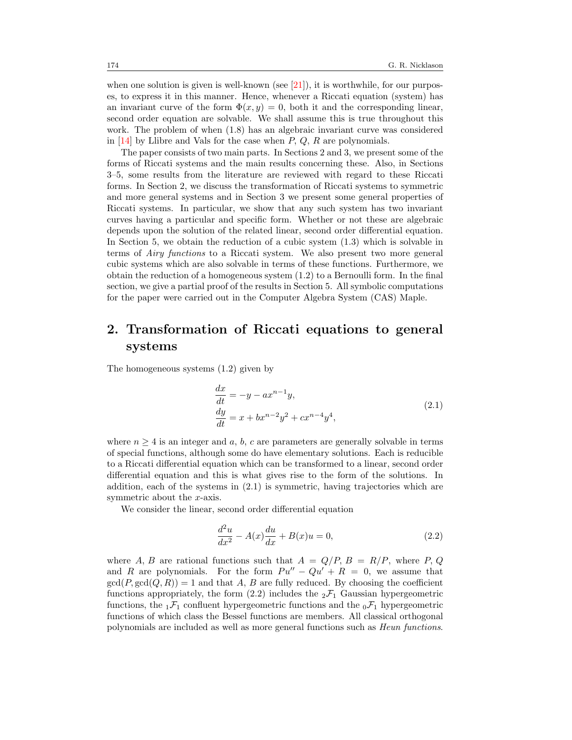when one solution is given is well-known (see [21]), it is worthwhile, for our purposes, to express it in this manner. Hence, whenever a Riccati equation (system) has an invariant curve of the form $\Phi(x, y) = 0$, both it and the corresponding linear, second order equation are solvable. We shall assume this is true throughout this work. The problem of when (1.8) has an algebraic invariant curve was considered in [14] by Llibre and Vals for the case when $P$, $Q$, $R$ are polynomials.

The paper consists of two main parts. In Sections 2 and 3, we present some of the forms of Riccati systems and the main results concerning these. Also, in Sections 3–5, some results from the literature are reviewed with regard to these Riccati forms. In Section 2, we discuss the transformation of Riccati systems to symmetric and more general systems and in Section 3 we present some general properties of Riccati systems. In particular, we show that any such system has two invariant curves having a particular and specific form. Whether or not these are algebraic depends upon the solution of the related linear, second order differential equation. In Section 5, we obtain the reduction of a cubic system (1.3) which is solvable in terms of *Airy functions* to a Riccati system. We also present two more general cubic systems which are also solvable in terms of these functions. Furthermore, we obtain the reduction of a homogeneous system (1.2) to a Bernoulli form. In the final section, we give a partial proof of the results in Section 5. All symbolic computations for the paper were carried out in the Computer Algebra System (CAS) Maple.

## 2. Transformation of Riccati equations to general systems

The homogeneous systems (1.2) given by

$$
\begin{aligned}
\frac{dx}{dt} &= -y - ax^{n-1}y, \\
\frac{dy}{dt} &= x + bx^{n-2}y^2 + cx^{n-4}y^4,
\end{aligned}
\tag{2.1}
$$

where $n \geq 4$ is an integer and $a$, $b$, $c$ are parameters are generally solvable in terms of special functions, although some do have elementary solutions. Each is reducible to a Riccati differential equation which can be transformed to a linear, second order differential equation and this is what gives rise to the form of the solutions. In addition, each of the systems in (2.1) is symmetric, having trajectories which are symmetric about the $x$-axis.

We consider the linear, second order differential equation

$$
\frac{d^2u}{dx^2} - A(x)\frac{du}{dx} + B(x)u = 0,
\tag{2.2}
$$

where $A$, $B$ are rational functions such that $A = Q/P$, $B = R/P$, where $P$, $Q$ and $R$ are polynomials. For the form $Pu'' - Qu' + R = 0$, we assume that $\gcd(P, \gcd(Q, R)) = 1$ and that $A$, $B$ are fully reduced. By choosing the coefficient functions appropriately, the form (2.2) includes the ${}_2\mathcal{F}_1$ Gaussian hypergeometric functions, the ${}_1\mathcal{F}_1$ confluent hypergeometric functions and the ${}_0\mathcal{F}_1$ hypergeometric functions of which class the Bessel functions are members. All classical orthogonal polynomials are included as well as more general functions such as *Heun functions*.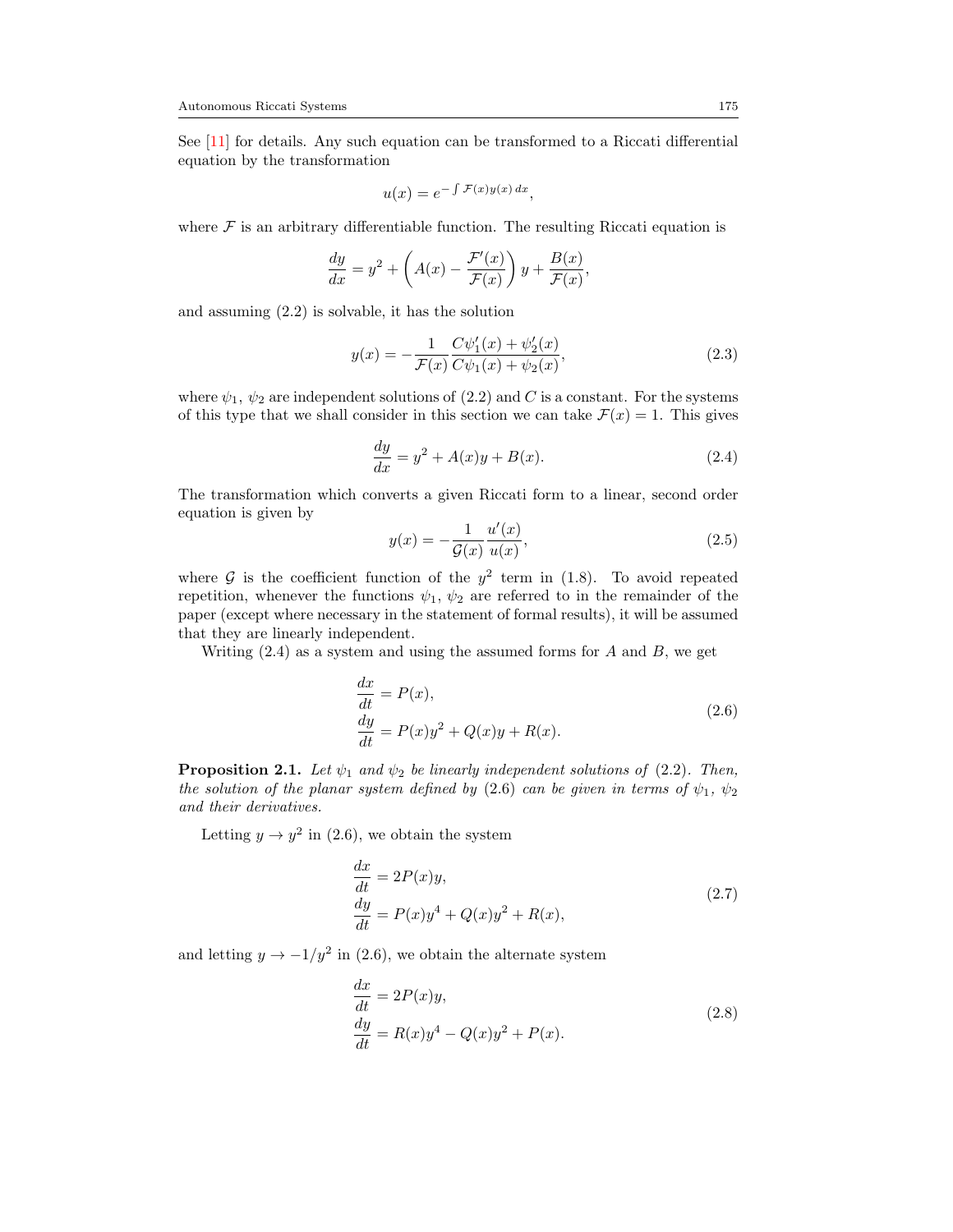See [11] for details. Any such equation can be transformed to a Riccati differential equation by the transformation

$$u(x) = e^{-\int \mathcal{F}(x)y(x)\,dx},$$

where $\mathcal{F}$ is an arbitrary differentiable function. The resulting Riccati equation is

$$\frac{dy}{dx} = y^2 + \left(A(x) - \frac{\mathcal{F}'(x)}{\mathcal{F}(x)}\right) y + \frac{B(x)}{\mathcal{F}(x)},$$

and assuming (2.2) is solvable, it has the solution

$$y(x) = -\frac{1}{\mathcal{F}(x)} \frac{C\psi_1'(x) + \psi_2'(x)}{C\psi_1(x) + \psi_2(x)}, \tag{2.3}$$

where $\psi_1$, $\psi_2$ are independent solutions of (2.2) and $C$ is a constant. For the systems of this type that we shall consider in this section we can take $\mathcal{F}(x) = 1$. This gives

$$\frac{dy}{dx} = y^2 + A(x)y + B(x). \tag{2.4}$$

The transformation which converts a given Riccati form to a linear, second order equation is given by

$$y(x) = -\frac{1}{\mathcal{G}(x)} \frac{u'(x)}{u(x)}, \tag{2.5}$$

where $\mathcal{G}$ is the coefficient function of the $y^2$ term in (1.8). To avoid repeated repetition, whenever the functions $\psi_1$, $\psi_2$ are referred to in the remainder of the paper (except where necessary in the statement of formal results), it will be assumed that they are linearly independent.

Writing (2.4) as a system and using the assumed forms for $A$ and $B$, we get

$$\begin{aligned} \frac{dx}{dt} &= P(x), \\ \frac{dy}{dt} &= P(x)y^2 + Q(x)y + R(x). \end{aligned} \tag{2.6}$$

**Proposition 2.1.** *Let $\psi_1$ and $\psi_2$ be linearly independent solutions of (2.2). Then, the solution of the planar system defined by (2.6) can be given in terms of $\psi_1$, $\psi_2$ and their derivatives.*

Letting $y \to y^2$ in (2.6), we obtain the system

$$\begin{aligned} \frac{dx}{dt} &= 2P(x)y, \\ \frac{dy}{dt} &= P(x)y^4 + Q(x)y^2 + R(x), \end{aligned} \tag{2.7}$$

and letting $y \to -1/y^2$ in (2.6), we obtain the alternate system

$$\begin{aligned} \frac{dx}{dt} &= 2P(x)y, \\ \frac{dy}{dt} &= R(x)y^4 - Q(x)y^2 + P(x). \end{aligned} \tag{2.8}$$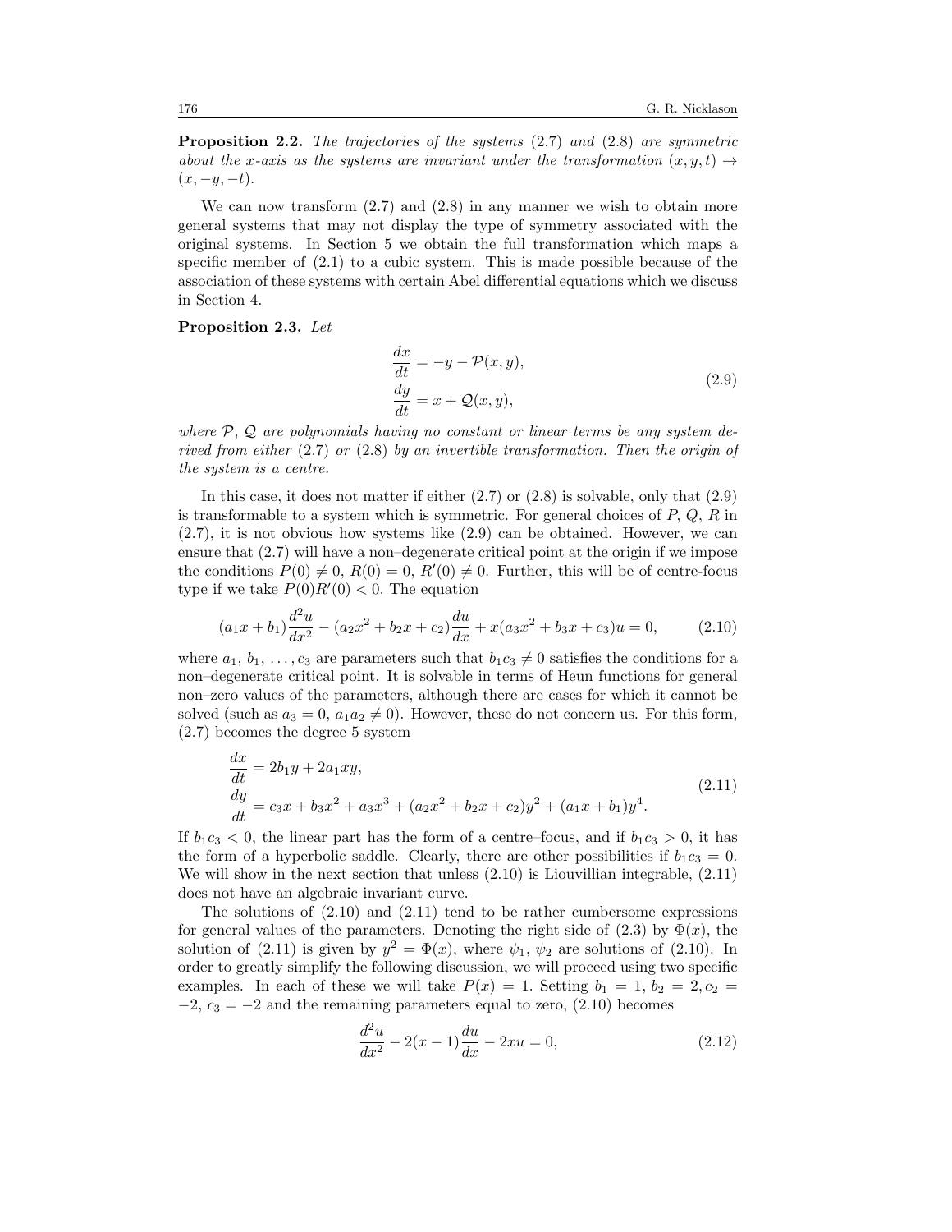**Proposition 2.2.** *The trajectories of the systems* (2.7) *and* (2.8) *are symmetric about the x-axis as the systems are invariant under the transformation* $(x, y, t) \to (x, -y, -t)$.

We can now transform (2.7) and (2.8) in any manner we wish to obtain more general systems that may not display the type of symmetry associated with the original systems. In Section 5 we obtain the full transformation which maps a specific member of (2.1) to a cubic system. This is made possible because of the association of these systems with certain Abel differential equations which we discuss in Section 4.

**Proposition 2.3.** *Let*

$$
\begin{aligned}
\frac{dx}{dt} &= -y - \mathcal{P}(x, y), \\
\frac{dy}{dt} &= x + \mathcal{Q}(x, y),
\end{aligned}
\tag{2.9}
$$

*where* $\mathcal{P}$, $\mathcal{Q}$ *are polynomials having no constant or linear terms be any system derived from either* (2.7) *or* (2.8) *by an invertible transformation. Then the origin of the system is a centre.*

In this case, it does not matter if either (2.7) or (2.8) is solvable, only that (2.9) is transformable to a system which is symmetric. For general choices of $P$, $Q$, $R$ in (2.7), it is not obvious how systems like (2.9) can be obtained. However, we can ensure that (2.7) will have a non–degenerate critical point at the origin if we impose the conditions $P(0) \neq 0$, $R(0) = 0$, $R'(0) \neq 0$. Further, this will be of centre-focus type if we take $P(0)R'(0) < 0$. The equation

$$
(a_1 x + b_1)\frac{d^2u}{dx^2} - (a_2 x^2 + b_2 x + c_2)\frac{du}{dx} + x(a_3 x^2 + b_3 x + c_3)u = 0, \tag{2.10}
$$

where $a_1$, $b_1$, $\dots$, $c_3$ are parameters such that $b_1 c_3 \neq 0$ satisfies the conditions for a non–degenerate critical point. It is solvable in terms of Heun functions for general non–zero values of the parameters, although there are cases for which it cannot be solved (such as $a_3 = 0$, $a_1 a_2 \neq 0$). However, these do not concern us. For this form, (2.7) becomes the degree 5 system

$$
\begin{aligned}
\frac{dx}{dt} &= 2b_1 y + 2a_1 xy, \\
\frac{dy}{dt} &= c_3 x + b_3 x^2 + a_3 x^3 + (a_2 x^2 + b_2 x + c_2)y^2 + (a_1 x + b_1)y^4.
\end{aligned}
\tag{2.11}
$$

If $b_1 c_3 < 0$, the linear part has the form of a centre–focus, and if $b_1 c_3 > 0$, it has the form of a hyperbolic saddle. Clearly, there are other possibilities if $b_1 c_3 = 0$. We will show in the next section that unless (2.10) is Liouvillian integrable, (2.11) does not have an algebraic invariant curve.

The solutions of (2.10) and (2.11) tend to be rather cumbersome expressions for general values of the parameters. Denoting the right side of (2.3) by $\Phi(x)$, the solution of (2.11) is given by $y^2 = \Phi(x)$, where $\psi_1$, $\psi_2$ are solutions of (2.10). In order to greatly simplify the following discussion, we will proceed using two specific examples. In each of these we will take $P(x) = 1$. Setting $b_1 = 1$, $b_2 = 2$, $c_2 = -2$, $c_3 = -2$ and the remaining parameters equal to zero, (2.10) becomes

$$
\frac{d^2u}{dx^2} - 2(x-1)\frac{du}{dx} - 2xu = 0, \tag{2.12}
$$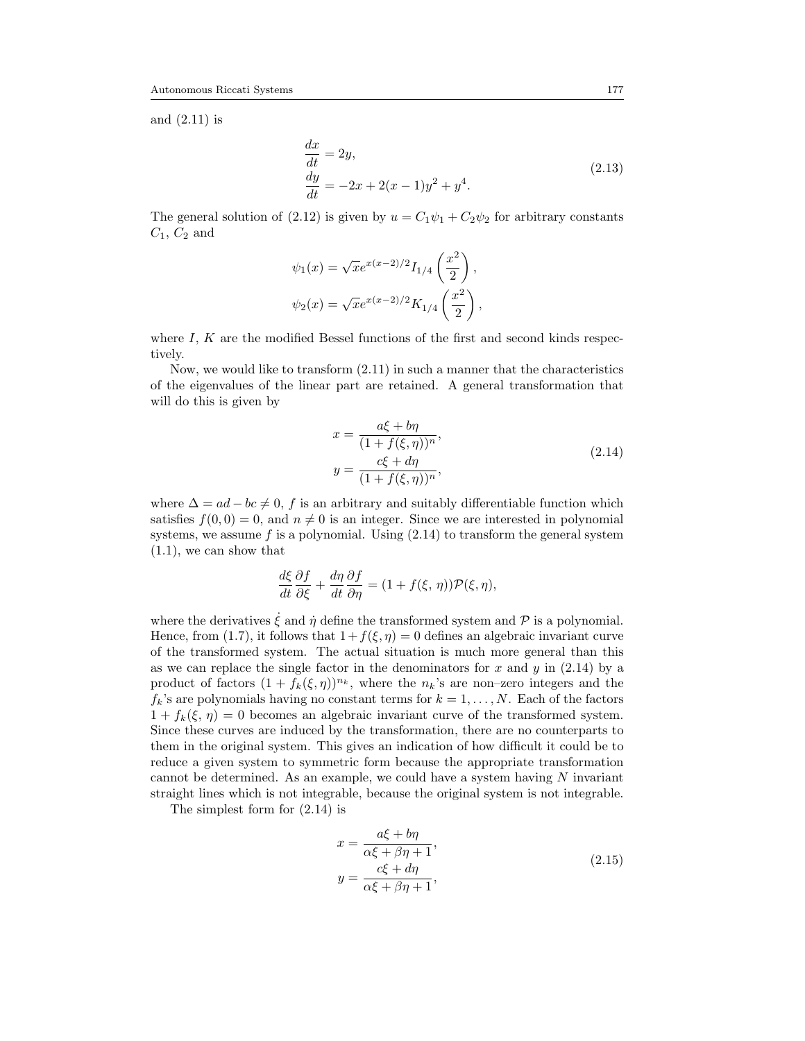and (2.11) is

$$
\begin{aligned}
\frac{dx}{dt} &= 2y, \\
\frac{dy}{dt} &= -2x + 2(x-1)y^2 + y^4.
\end{aligned}
\tag{2.13}
$$

The general solution of (2.12) is given by $u = C_1\psi_1 + C_2\psi_2$ for arbitrary constants $C_1$, $C_2$ and

$$
\psi_1(x) = \sqrt{x}e^{x(x-2)/2} I_{1/4}\left(\frac{x^2}{2}\right),
$$

$$
\psi_2(x) = \sqrt{x}e^{x(x-2)/2} K_{1/4}\left(\frac{x^2}{2}\right),
$$

where $I$, $K$ are the modified Bessel functions of the first and second kinds respectively.

Now, we would like to transform (2.11) in such a manner that the characteristics of the eigenvalues of the linear part are retained. A general transformation that will do this is given by

$$
\begin{aligned}
x &= \frac{a\xi + b\eta}{(1+f(\xi,\eta))^n}, \\
y &= \frac{c\xi + d\eta}{(1+f(\xi,\eta))^n},
\end{aligned}
\tag{2.14}
$$

where $\Delta = ad - bc \neq 0$, $f$ is an arbitrary and suitably differentiable function which satisfies $f(0,0) = 0$, and $n \neq 0$ is an integer. Since we are interested in polynomial systems, we assume $f$ is a polynomial. Using (2.14) to transform the general system (1.1), we can show that

$$
\frac{d\xi}{dt}\frac{\partial f}{\partial \xi} + \frac{d\eta}{dt}\frac{\partial f}{\partial \eta} = (1 + f(\xi,\,\eta))\mathcal{P}(\xi,\eta),
$$

where the derivatives $\dot{\xi}$ and $\dot{\eta}$ define the transformed system and $\mathcal{P}$ is a polynomial. Hence, from (1.7), it follows that $1 + f(\xi,\eta) = 0$ defines an algebraic invariant curve of the transformed system. The actual situation is much more general than this as we can replace the single factor in the denominators for $x$ and $y$ in (2.14) by a product of factors $(1 + f_k(\xi,\eta))^{n_k}$, where the $n_k$'s are non–zero integers and the $f_k$'s are polynomials having no constant terms for $k = 1,\ldots,N$. Each of the factors $1 + f_k(\xi,\,\eta) = 0$ becomes an algebraic invariant curve of the transformed system. Since these curves are induced by the transformation, there are no counterparts to them in the original system. This gives an indication of how difficult it could be to reduce a given system to symmetric form because the appropriate transformation cannot be determined. As an example, we could have a system having $N$ invariant straight lines which is not integrable, because the original system is not integrable.

The simplest form for (2.14) is

$$
\begin{aligned}
x &= \frac{a\xi + b\eta}{\alpha\xi + \beta\eta + 1}, \\
y &= \frac{c\xi + d\eta}{\alpha\xi + \beta\eta + 1},
\end{aligned}
\tag{2.15}
$$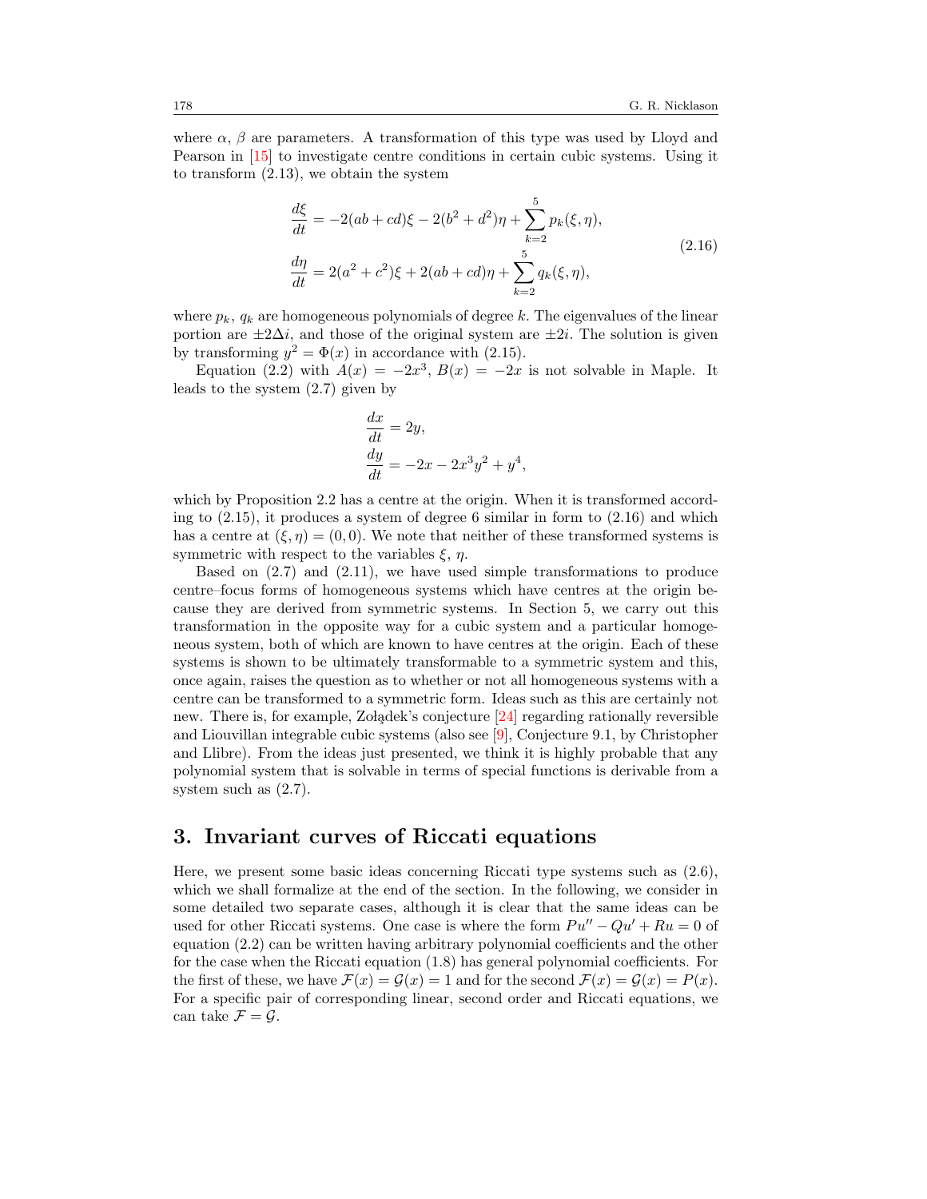where $\alpha$, $\beta$ are parameters. A transformation of this type was used by Lloyd and Pearson in [15] to investigate centre conditions in certain cubic systems. Using it to transform (2.13), we obtain the system

$$
\begin{aligned}
\frac{d\xi}{dt} &= -2(ab+cd)\xi - 2(b^2+d^2)\eta + \sum_{k=2}^{5} p_k(\xi,\eta), \\
\frac{d\eta}{dt} &= 2(a^2+c^2)\xi + 2(ab+cd)\eta + \sum_{k=2}^{5} q_k(\xi,\eta),
\end{aligned}
\tag{2.16}
$$

where $p_k$, $q_k$ are homogeneous polynomials of degree $k$. The eigenvalues of the linear portion are $\pm 2\Delta i$, and those of the original system are $\pm 2i$. The solution is given by transforming $y^2 = \Phi(x)$ in accordance with (2.15).

Equation (2.2) with $A(x) = -2x^3$, $B(x) = -2x$ is not solvable in Maple. It leads to the system (2.7) given by

$$
\begin{aligned}
\frac{dx}{dt} &= 2y, \\
\frac{dy}{dt} &= -2x - 2x^3y^2 + y^4,
\end{aligned}
$$

which by Proposition 2.2 has a centre at the origin. When it is transformed according to (2.15), it produces a system of degree 6 similar in form to (2.16) and which has a centre at $(\xi,\eta) = (0,0)$. We note that neither of these transformed systems is symmetric with respect to the variables $\xi$, $\eta$.

Based on (2.7) and (2.11), we have used simple transformations to produce centre–focus forms of homogeneous systems which have centres at the origin because they are derived from symmetric systems. In Section 5, we carry out this transformation in the opposite way for a cubic system and a particular homogeneous system, both of which are known to have centres at the origin. Each of these systems is shown to be ultimately transformable to a symmetric system and this, once again, raises the question as to whether or not all homogeneous systems with a centre can be transformed to a symmetric form. Ideas such as this are certainly not new. There is, for example, Żołądek's conjecture [24] regarding rationally reversible and Liouvillan integrable cubic systems (also see [9], Conjecture 9.1, by Christopher and Llibre). From the ideas just presented, we think it is highly probable that any polynomial system that is solvable in terms of special functions is derivable from a system such as (2.7).

## 3. Invariant curves of Riccati equations

Here, we present some basic ideas concerning Riccati type systems such as (2.6), which we shall formalize at the end of the section. In the following, we consider in some detailed two separate cases, although it is clear that the same ideas can be used for other Riccati systems. One case is where the form $Pu'' - Qu' + Ru = 0$ of equation (2.2) can be written having arbitrary polynomial coefficients and the other for the case when the Riccati equation (1.8) has general polynomial coefficients. For the first of these, we have $\mathcal{F}(x) = \mathcal{G}(x) = 1$ and for the second $\mathcal{F}(x) = \mathcal{G}(x) = P(x)$. For a specific pair of corresponding linear, second order and Riccati equations, we can take $\mathcal{F} = \mathcal{G}$.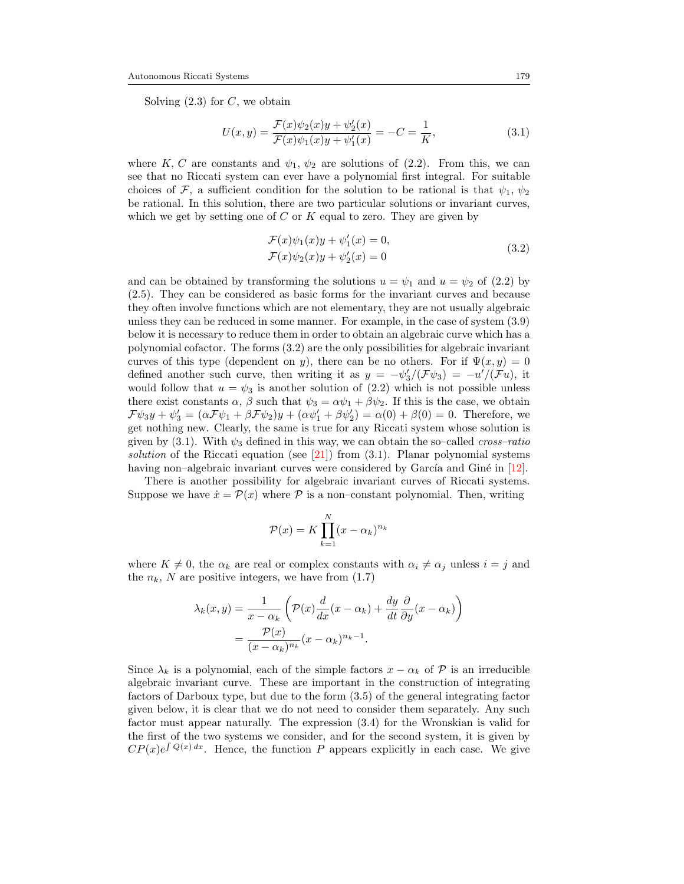Solving (2.3) for $C$, we obtain

$$U(x,y) = \frac{\mathcal{F}(x)\psi_2(x)y + \psi_2'(x)}{\mathcal{F}(x)\psi_1(x)y + \psi_1'(x)} = -C = \frac{1}{K}, \tag{3.1}$$

where $K$, $C$ are constants and $\psi_1$, $\psi_2$ are solutions of (2.2). From this, we can see that no Riccati system can ever have a polynomial first integral. For suitable choices of $\mathcal{F}$, a sufficient condition for the solution to be rational is that $\psi_1$, $\psi_2$ be rational. In this solution, there are two particular solutions or invariant curves, which we get by setting one of $C$ or $K$ equal to zero. They are given by

$$\begin{aligned}
&\mathcal{F}(x)\psi_1(x)y + \psi_1'(x) = 0, \\
&\mathcal{F}(x)\psi_2(x)y + \psi_2'(x) = 0
\end{aligned} \tag{3.2}$$

and can be obtained by transforming the solutions $u = \psi_1$ and $u = \psi_2$ of (2.2) by (2.5). They can be considered as basic forms for the invariant curves and because they often involve functions which are not elementary, they are not usually algebraic unless they can be reduced in some manner. For example, in the case of system (3.9) below it is necessary to reduce them in order to obtain an algebraic curve which has a polynomial cofactor. The forms (3.2) are the only possibilities for algebraic invariant curves of this type (dependent on $y$), there can be no others. For if $\Psi(x,y) = 0$ defined another such curve, then writing it as $y = -\psi_3'/(\mathcal{F}\psi_3) = -u'/(\mathcal{F}u)$, it would follow that $u = \psi_3$ is another solution of (2.2) which is not possible unless there exist constants $\alpha$, $\beta$ such that $\psi_3 = \alpha\psi_1 + \beta\psi_2$. If this is the case, we obtain $\mathcal{F}\psi_3 y + \psi_3' = (\alpha\mathcal{F}\psi_1 + \beta\mathcal{F}\psi_2)y + (\alpha\psi_1' + \beta\psi_2') = \alpha(0) + \beta(0) = 0$. Therefore, we get nothing new. Clearly, the same is true for any Riccati system whose solution is given by (3.1). With $\psi_3$ defined in this way, we can obtain the so–called *cross–ratio solution* of the Riccati equation (see [21]) from (3.1). Planar polynomial systems having non–algebraic invariant curves were considered by García and Giné in [12].

There is another possibility for algebraic invariant curves of Riccati systems. Suppose we have $\dot{x} = \mathcal{P}(x)$ where $\mathcal{P}$ is a non–constant polynomial. Then, writing

$$\mathcal{P}(x) = K\prod_{k=1}^{N}(x-\alpha_k)^{n_k}$$

where $K \neq 0$, the $\alpha_k$ are real or complex constants with $\alpha_i \neq \alpha_j$ unless $i = j$ and the $n_k$, $N$ are positive integers, we have from (1.7)

$$\begin{aligned}
\lambda_k(x,y) &= \frac{1}{x-\alpha_k}\left(\mathcal{P}(x)\frac{d}{dx}(x-\alpha_k) + \frac{dy}{dt}\frac{\partial}{\partial y}(x-\alpha_k)\right) \\
&= \frac{\mathcal{P}(x)}{(x-\alpha_k)^{n_k}}(x-\alpha_k)^{n_k-1}.
\end{aligned}$$

Since $\lambda_k$ is a polynomial, each of the simple factors $x - \alpha_k$ of $\mathcal{P}$ is an irreducible algebraic invariant curve. These are important in the construction of integrating factors of Darboux type, but due to the form (3.5) of the general integrating factor given below, it is clear that we do not need to consider them separately. Any such factor must appear naturally. The expression (3.4) for the Wronskian is valid for the first of the two systems we consider, and for the second system, it is given by $CP(x)e^{\int Q(x)\,dx}$. Hence, the function $P$ appears explicitly in each case. We give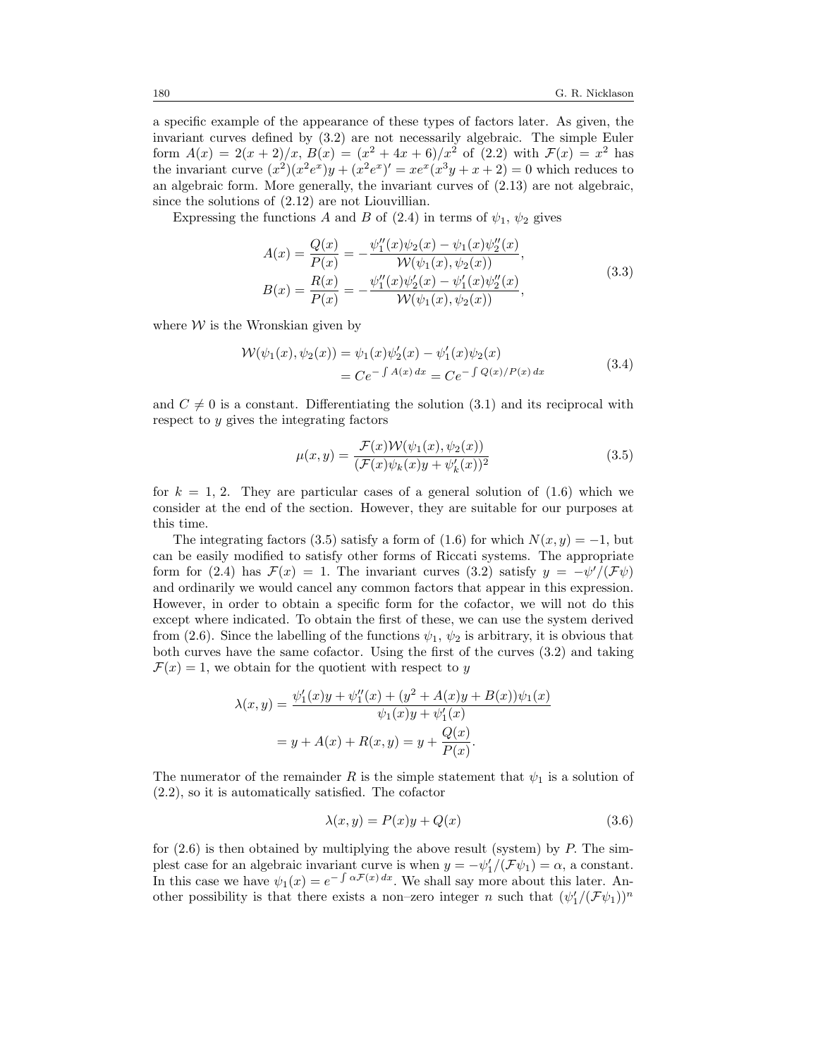a specific example of the appearance of these types of factors later. As given, the invariant curves defined by (3.2) are not necessarily algebraic. The simple Euler form $A(x) = 2(x+2)/x$, $B(x) = (x^2+4x+6)/x^2$ of (2.2) with $\mathcal{F}(x) = x^2$ has the invariant curve $(x^2)(x^2e^x)y + (x^2e^x)' = xe^x(x^3y + x + 2) = 0$ which reduces to an algebraic form. More generally, the invariant curves of (2.13) are not algebraic, since the solutions of (2.12) are not Liouvillian.

Expressing the functions $A$ and $B$ of (2.4) in terms of $\psi_1$, $\psi_2$ gives

$$
\begin{aligned}
A(x) &= \frac{Q(x)}{P(x)} = -\frac{\psi_1''(x)\psi_2(x) - \psi_1(x)\psi_2''(x)}{\mathcal{W}(\psi_1(x), \psi_2(x))},\\
B(x) &= \frac{R(x)}{P(x)} = -\frac{\psi_1''(x)\psi_2'(x) - \psi_1'(x)\psi_2''(x)}{\mathcal{W}(\psi_1(x), \psi_2(x))},
\end{aligned}
\tag{3.3}
$$

where $\mathcal{W}$ is the Wronskian given by

$$
\begin{aligned}
\mathcal{W}(\psi_1(x), \psi_2(x)) &= \psi_1(x)\psi_2'(x) - \psi_1'(x)\psi_2(x)\\
&= Ce^{-\int A(x)\,dx} = Ce^{-\int Q(x)/P(x)\,dx}
\end{aligned}
\tag{3.4}
$$

and $C \neq 0$ is a constant. Differentiating the solution (3.1) and its reciprocal with respect to $y$ gives the integrating factors

$$
\mu(x,y) = \frac{\mathcal{F}(x)\mathcal{W}(\psi_1(x), \psi_2(x))}{(\mathcal{F}(x)\psi_k(x)y + \psi_k'(x))^2}
\tag{3.5}
$$

for $k = 1, 2$. They are particular cases of a general solution of (1.6) which we consider at the end of the section. However, they are suitable for our purposes at this time.

The integrating factors (3.5) satisfy a form of (1.6) for which $N(x,y) = -1$, but can be easily modified to satisfy other forms of Riccati systems. The appropriate form for (2.4) has $\mathcal{F}(x) = 1$. The invariant curves (3.2) satisfy $y = -\psi'/(\mathcal{F}\psi)$ and ordinarily we would cancel any common factors that appear in this expression. However, in order to obtain a specific form for the cofactor, we will not do this except where indicated. To obtain the first of these, we can use the system derived from (2.6). Since the labelling of the functions $\psi_1$, $\psi_2$ is arbitrary, it is obvious that both curves have the same cofactor. Using the first of the curves (3.2) and taking $\mathcal{F}(x) = 1$, we obtain for the quotient with respect to $y$

$$
\begin{aligned}
\lambda(x,y) &= \frac{\psi_1'(x)y + \psi_1''(x) + (y^2 + A(x)y + B(x))\psi_1(x)}{\psi_1(x)y + \psi_1'(x)}\\
&= y + A(x) + R(x,y) = y + \frac{Q(x)}{P(x)}.
\end{aligned}
$$

The numerator of the remainder $R$ is the simple statement that $\psi_1$ is a solution of (2.2), so it is automatically satisfied. The cofactor

$$
\lambda(x,y) = P(x)y + Q(x)
\tag{3.6}
$$

for (2.6) is then obtained by multiplying the above result (system) by $P$. The simplest case for an algebraic invariant curve is when $y = -\psi_1'/(\mathcal{F}\psi_1) = \alpha$, a constant. In this case we have $\psi_1(x) = e^{-\int \alpha\mathcal{F}(x)\,dx}$. We shall say more about this later. Another possibility is that there exists a non–zero integer $n$ such that $(\psi_1'/(\mathcal{F}\psi_1))^n$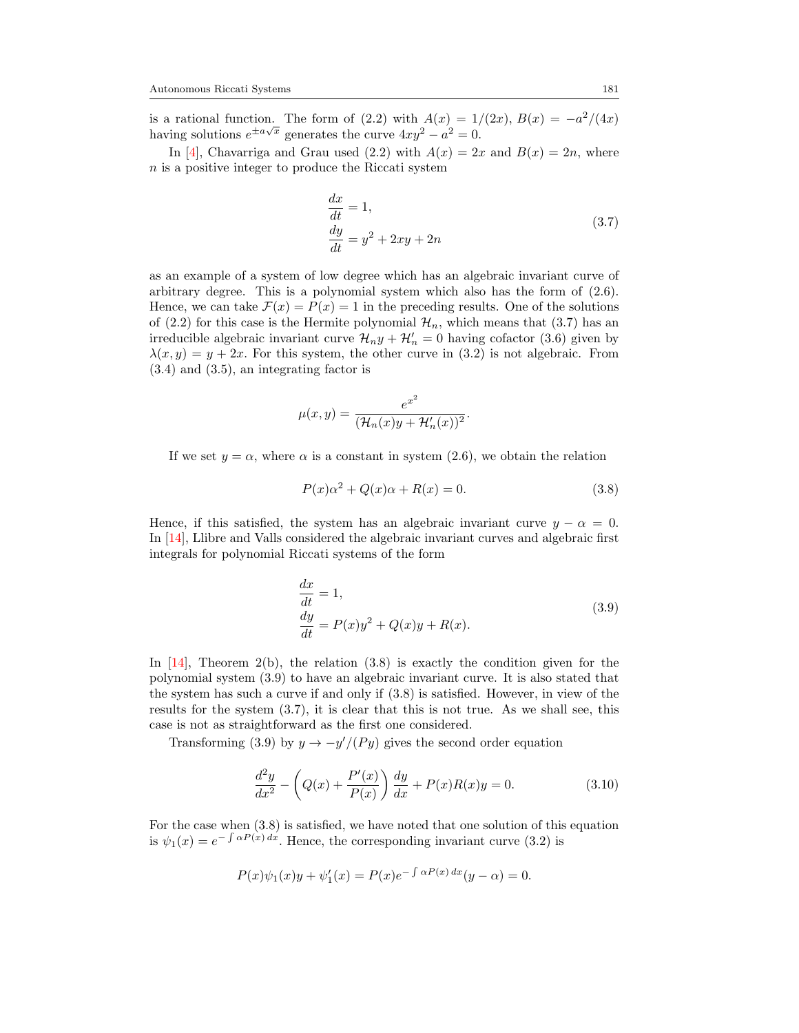is a rational function. The form of (2.2) with $A(x) = 1/(2x)$, $B(x) = -a^2/(4x)$ having solutions $e^{\pm a\sqrt{x}}$ generates the curve $4xy^2 - a^2 = 0$.

In [4], Chavarriga and Grau used (2.2) with $A(x) = 2x$ and $B(x) = 2n$, where $n$ is a positive integer to produce the Riccati system

$$
\begin{aligned}
\frac{dx}{dt} &= 1, \\
\frac{dy}{dt} &= y^2 + 2xy + 2n
\end{aligned}
\tag{3.7}
$$

as an example of a system of low degree which has an algebraic invariant curve of arbitrary degree. This is a polynomial system which also has the form of (2.6). Hence, we can take $\mathcal{F}(x) = P(x) = 1$ in the preceding results. One of the solutions of (2.2) for this case is the Hermite polynomial $\mathcal{H}_n$, which means that (3.7) has an irreducible algebraic invariant curve $\mathcal{H}_n y + \mathcal{H}_n' = 0$ having cofactor (3.6) given by $\lambda(x, y) = y + 2x$. For this system, the other curve in (3.2) is not algebraic. From (3.4) and (3.5), an integrating factor is

$$
\mu(x, y) = \frac{e^{x^2}}{(\mathcal{H}_n(x)y + \mathcal{H}_n'(x))^2}.
$$

If we set $y = \alpha$, where $\alpha$ is a constant in system (2.6), we obtain the relation

$$
P(x)\alpha^2 + Q(x)\alpha + R(x) = 0. \tag{3.8}
$$

Hence, if this satisfied, the system has an algebraic invariant curve $y - \alpha = 0$. In [14], Llibre and Valls considered the algebraic invariant curves and algebraic first integrals for polynomial Riccati systems of the form

$$
\begin{aligned}
\frac{dx}{dt} &= 1, \\
\frac{dy}{dt} &= P(x)y^2 + Q(x)y + R(x).
\end{aligned}
\tag{3.9}
$$

In [14], Theorem 2(b), the relation (3.8) is exactly the condition given for the polynomial system (3.9) to have an algebraic invariant curve. It is also stated that the system has such a curve if and only if (3.8) is satisfied. However, in view of the results for the system (3.7), it is clear that this is not true. As we shall see, this case is not as straightforward as the first one considered.

Transforming (3.9) by $y \to -y'/(Py)$ gives the second order equation

$$
\frac{d^2y}{dx^2} - \left(Q(x) + \frac{P'(x)}{P(x)}\right)\frac{dy}{dx} + P(x)R(x)y = 0. \tag{3.10}
$$

For the case when (3.8) is satisfied, we have noted that one solution of this equation is $\psi_1(x) = e^{-\int \alpha P(x)\,dx}$. Hence, the corresponding invariant curve (3.2) is

$$
P(x)\psi_1(x)y + \psi_1'(x) = P(x)e^{-\int \alpha P(x)\,dx}(y - \alpha) = 0.
$$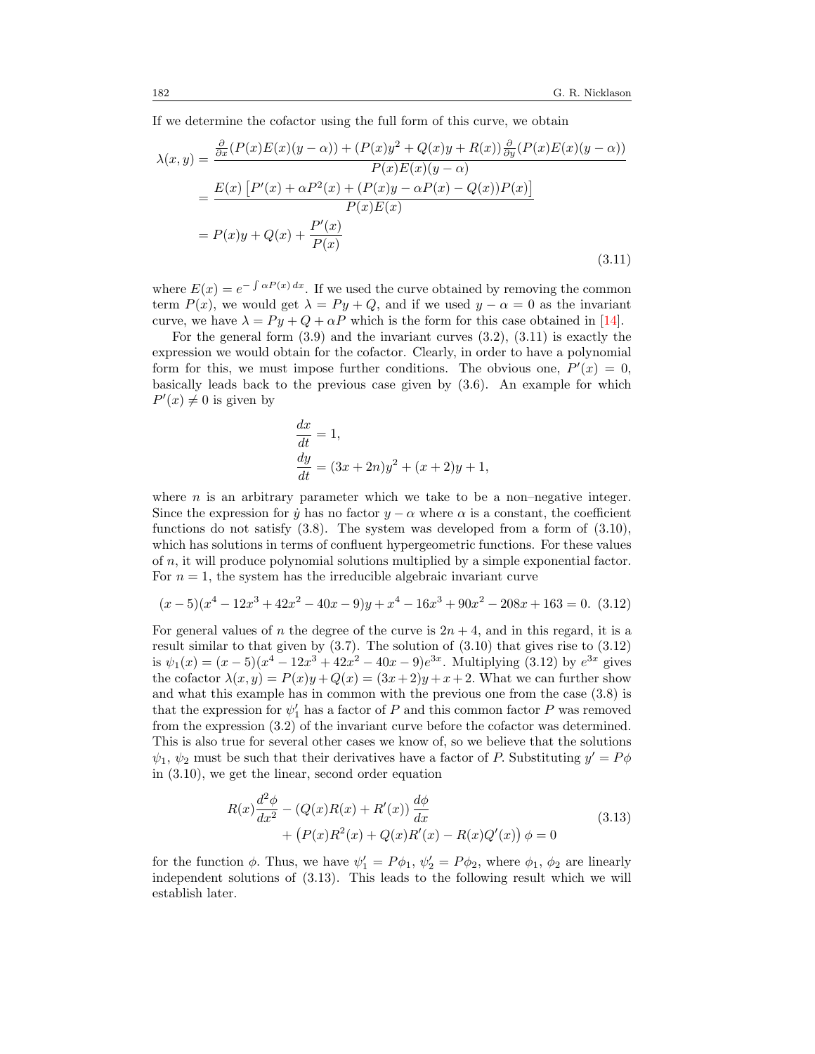If we determine the cofactor using the full form of this curve, we obtain

$$
\begin{aligned}
\lambda(x,y) &= \frac{\frac{\partial}{\partial x}(P(x)E(x)(y-\alpha)) + (P(x)y^2+Q(x)y+R(x))\frac{\partial}{\partial y}(P(x)E(x)(y-\alpha))}{P(x)E(x)(y-\alpha)} \\
&= \frac{E(x)\left[P'(x)+\alpha P^2(x)+(P(x)y-\alpha P(x)-Q(x))P(x)\right]}{P(x)E(x)} \\
&= P(x)y+Q(x)+\frac{P'(x)}{P(x)}
\end{aligned}
\tag{3.11}
$$

where $E(x) = e^{-\int \alpha P(x)\,dx}$. If we used the curve obtained by removing the common term $P(x)$, we would get $\lambda = Py+Q$, and if we used $y-\alpha = 0$ as the invariant curve, we have $\lambda = Py+Q+\alpha P$ which is the form for this case obtained in [14].

For the general form (3.9) and the invariant curves (3.2), (3.11) is exactly the expression we would obtain for the cofactor. Clearly, in order to have a polynomial form for this, we must impose further conditions. The obvious one, $P'(x) = 0$, basically leads back to the previous case given by (3.6). An example for which $P'(x) \neq 0$ is given by

$$
\begin{aligned}
\frac{dx}{dt} &= 1, \\
\frac{dy}{dt} &= (3x+2n)y^2+(x+2)y+1,
\end{aligned}
$$

where $n$ is an arbitrary parameter which we take to be a non–negative integer. Since the expression for $\dot{y}$ has no factor $y-\alpha$ where $\alpha$ is a constant, the coefficient functions do not satisfy (3.8). The system was developed from a form of (3.10), which has solutions in terms of confluent hypergeometric functions. For these values of $n$, it will produce polynomial solutions multiplied by a simple exponential factor. For $n = 1$, the system has the irreducible algebraic invariant curve

$$
(x-5)(x^4-12x^3+42x^2-40x-9)y+x^4-16x^3+90x^2-208x+163 = 0. \tag{3.12}
$$

For general values of $n$ the degree of the curve is $2n+4$, and in this regard, it is a result similar to that given by (3.7). The solution of (3.10) that gives rise to (3.12) is $\psi_1(x) = (x-5)(x^4-12x^3+42x^2-40x-9)e^{3x}$. Multiplying (3.12) by $e^{3x}$ gives the cofactor $\lambda(x,y) = P(x)y+Q(x) = (3x+2)y+x+2$. What we can further show and what this example has in common with the previous one from the case (3.8) is that the expression for $\psi_1'$ has a factor of $P$ and this common factor $P$ was removed from the expression (3.2) of the invariant curve before the cofactor was determined. This is also true for several other cases we know of, so we believe that the solutions $\psi_1$, $\psi_2$ must be such that their derivatives have a factor of $P$. Substituting $y' = P\phi$ in (3.10), we get the linear, second order equation

$$
\begin{aligned}
R(x)\frac{d^2\phi}{dx^2} &- (Q(x)R(x)+R'(x))\frac{d\phi}{dx} \\
&+ \left(P(x)R^2(x)+Q(x)R'(x)-R(x)Q'(x)\right)\phi = 0
\end{aligned}
\tag{3.13}
$$

for the function $\phi$. Thus, we have $\psi_1' = P\phi_1$, $\psi_2' = P\phi_2$, where $\phi_1$, $\phi_2$ are linearly independent solutions of (3.13). This leads to the following result which we will establish later.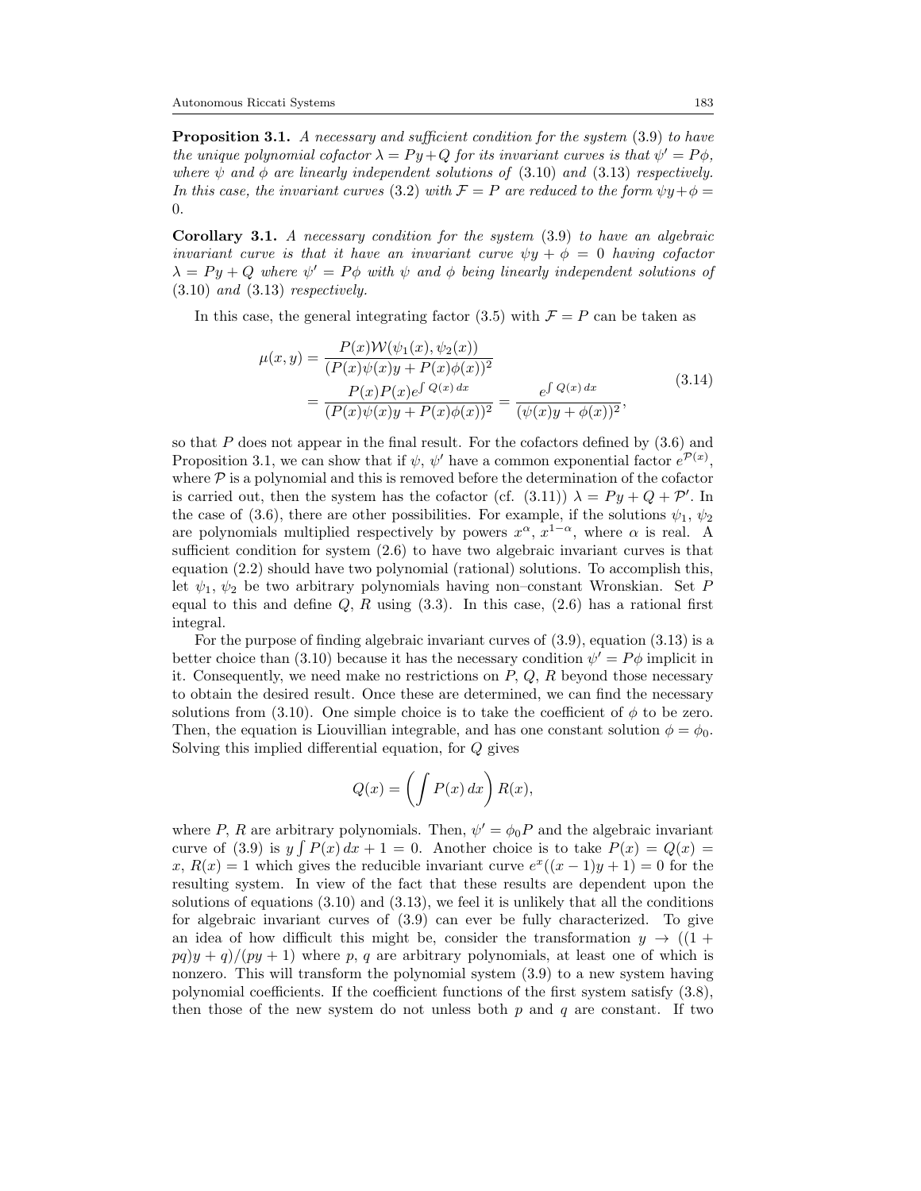**Proposition 3.1.** *A necessary and sufficient condition for the system* (3.9) *to have the unique polynomial cofactor* $\lambda = Py + Q$ *for its invariant curves is that* $\psi' = P\phi$*, where* $\psi$ *and* $\phi$ *are linearly independent solutions of* (3.10) *and* (3.13) *respectively. In this case, the invariant curves* (3.2) *with* $\mathcal{F} = P$ *are reduced to the form* $\psi y + \phi = 0$.

**Corollary 3.1.** *A necessary condition for the system* (3.9) *to have an algebraic invariant curve is that it have an invariant curve* $\psi y + \phi = 0$ *having cofactor* $\lambda = Py + Q$ *where* $\psi' = P\phi$ *with* $\psi$ *and* $\phi$ *being linearly independent solutions of* (3.10) *and* (3.13) *respectively.*

In this case, the general integrating factor (3.5) with $\mathcal{F} = P$ can be taken as

$$\begin{aligned} \mu(x, y) &= \frac{P(x)\mathcal{W}(\psi_1(x), \psi_2(x))}{(P(x)\psi(x)y + P(x)\phi(x))^2} \\ &= \frac{P(x)P(x)e^{\int Q(x)\,dx}}{(P(x)\psi(x)y + P(x)\phi(x))^2} = \frac{e^{\int Q(x)\,dx}}{(\psi(x)y + \phi(x))^2}, \end{aligned} \tag{3.14}$$

so that $P$ does not appear in the final result. For the cofactors defined by (3.6) and Proposition 3.1, we can show that if $\psi$, $\psi'$ have a common exponential factor $e^{\mathcal{P}(x)}$, where $\mathcal{P}$ is a polynomial and this is removed before the determination of the cofactor is carried out, then the system has the cofactor (cf. (3.11)) $\lambda = Py + Q + \mathcal{P}'$. In the case of (3.6), there are other possibilities. For example, if the solutions $\psi_1$, $\psi_2$ are polynomials multiplied respectively by powers $x^\alpha$, $x^{1-\alpha}$, where $\alpha$ is real. A sufficient condition for system (2.6) to have two algebraic invariant curves is that equation (2.2) should have two polynomial (rational) solutions. To accomplish this, let $\psi_1$, $\psi_2$ be two arbitrary polynomials having non–constant Wronskian. Set $P$ equal to this and define $Q$, $R$ using (3.3). In this case, (2.6) has a rational first integral.

For the purpose of finding algebraic invariant curves of (3.9), equation (3.13) is a better choice than (3.10) because it has the necessary condition $\psi' = P\phi$ implicit in it. Consequently, we need make no restrictions on $P$, $Q$, $R$ beyond those necessary to obtain the desired result. Once these are determined, we can find the necessary solutions from (3.10). One simple choice is to take the coefficient of $\phi$ to be zero. Then, the equation is Liouvillian integrable, and has one constant solution $\phi = \phi_0$. Solving this implied differential equation, for $Q$ gives

$$Q(x) = \left(\int P(x)\,dx\right) R(x),$$

where $P$, $R$ are arbitrary polynomials. Then, $\psi' = \phi_0 P$ and the algebraic invariant curve of (3.9) is $y\int P(x)\,dx + 1 = 0$. Another choice is to take $P(x) = Q(x) = x$, $R(x) = 1$ which gives the reducible invariant curve $e^x((x-1)y + 1) = 0$ for the resulting system. In view of the fact that these results are dependent upon the solutions of equations (3.10) and (3.13), we feel it is unlikely that all the conditions for algebraic invariant curves of (3.9) can ever be fully characterized. To give an idea of how difficult this might be, consider the transformation $y \to ((1 + pq)y + q)/(py + 1)$ where $p$, $q$ are arbitrary polynomials, at least one of which is nonzero. This will transform the polynomial system (3.9) to a new system having polynomial coefficients. If the coefficient functions of the first system satisfy (3.8), then those of the new system do not unless both $p$ and $q$ are constant. If two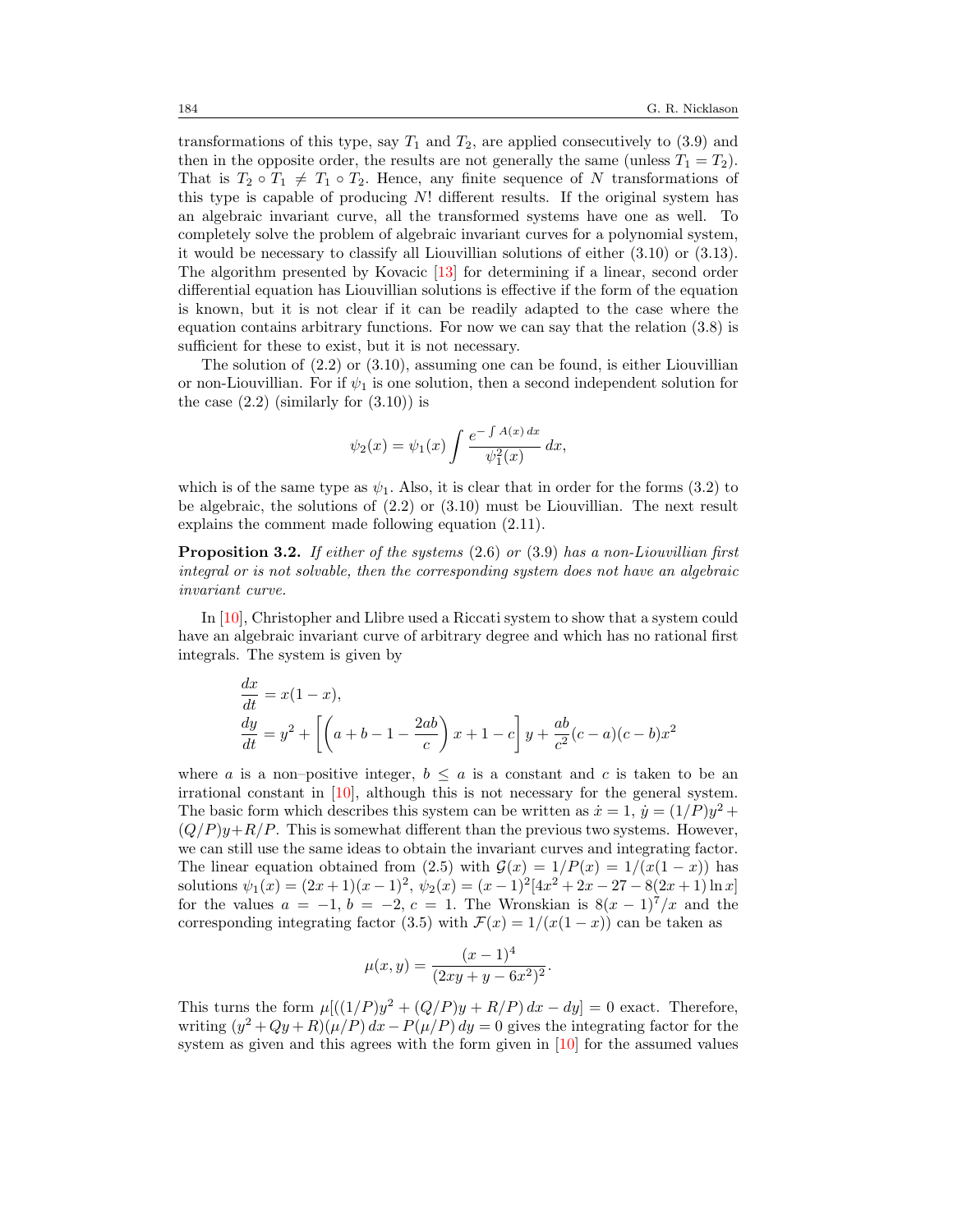transformations of this type, say $T_1$ and $T_2$, are applied consecutively to (3.9) and then in the opposite order, the results are not generally the same (unless $T_1 = T_2$). That is $T_2 \circ T_1 \neq T_1 \circ T_2$. Hence, any finite sequence of $N$ transformations of this type is capable of producing $N!$ different results. If the original system has an algebraic invariant curve, all the transformed systems have one as well. To completely solve the problem of algebraic invariant curves for a polynomial system, it would be necessary to classify all Liouvillian solutions of either (3.10) or (3.13). The algorithm presented by Kovacic [13] for determining if a linear, second order differential equation has Liouvillian solutions is effective if the form of the equation is known, but it is not clear if it can be readily adapted to the case where the equation contains arbitrary functions. For now we can say that the relation (3.8) is sufficient for these to exist, but it is not necessary.

The solution of (2.2) or (3.10), assuming one can be found, is either Liouvillian or non-Liouvillian. For if $\psi_1$ is one solution, then a second independent solution for the case (2.2) (similarly for (3.10)) is

$$\psi_2(x) = \psi_1(x) \int \frac{e^{-\int A(x)\,dx}}{\psi_1^2(x)}\,dx,$$

which is of the same type as $\psi_1$. Also, it is clear that in order for the forms (3.2) to be algebraic, the solutions of (2.2) or (3.10) must be Liouvillian. The next result explains the comment made following equation (2.11).

**Proposition 3.2.** *If either of the systems* (2.6) *or* (3.9) *has a non-Liouvillian first integral or is not solvable, then the corresponding system does not have an algebraic invariant curve.*

In [10], Christopher and Llibre used a Riccati system to show that a system could have an algebraic invariant curve of arbitrary degree and which has no rational first integrals. The system is given by

$$\begin{aligned}
\frac{dx}{dt} &= x(1-x), \\
\frac{dy}{dt} &= y^2 + \left[\left(a + b - 1 - \frac{2ab}{c}\right)x + 1 - c\right]y + \frac{ab}{c^2}(c-a)(c-b)x^2
\end{aligned}$$

where $a$ is a non–positive integer, $b \leq a$ is a constant and $c$ is taken to be an irrational constant in [10], although this is not necessary for the general system. The basic form which describes this system can be written as $\dot{x} = 1$, $\dot{y} = (1/P)y^2 + (Q/P)y + R/P$. This is somewhat different than the previous two systems. However, we can still use the same ideas to obtain the invariant curves and integrating factor. The linear equation obtained from (2.5) with $\mathcal{G}(x) = 1/P(x) = 1/(x(1-x))$ has solutions $\psi_1(x) = (2x+1)(x-1)^2$, $\psi_2(x) = (x-1)^2[4x^2 + 2x - 27 - 8(2x+1)\ln x]$ for the values $a = -1$, $b = -2$, $c = 1$. The Wronskian is $8(x-1)^7/x$ and the corresponding integrating factor (3.5) with $\mathcal{F}(x) = 1/(x(1-x))$ can be taken as

$$\mu(x, y) = \frac{(x-1)^4}{(2xy + y - 6x^2)^2}.$$

This turns the form $\mu[((1/P)y^2 + (Q/P)y + R/P)\,dx - dy] = 0$ exact. Therefore, writing $(y^2 + Qy + R)(\mu/P)\,dx - P(\mu/P)\,dy = 0$ gives the integrating factor for the system as given and this agrees with the form given in [10] for the assumed values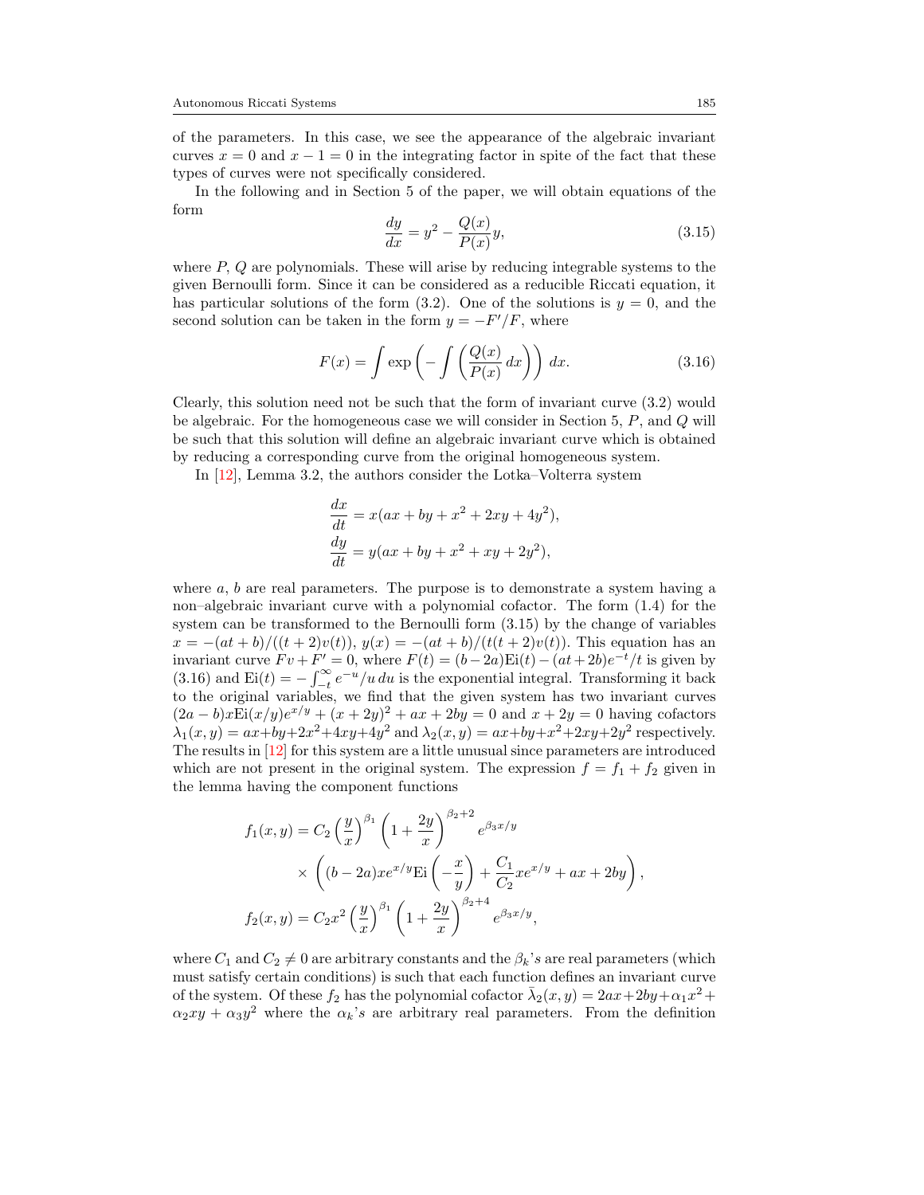of the parameters. In this case, we see the appearance of the algebraic invariant curves $x = 0$ and $x - 1 = 0$ in the integrating factor in spite of the fact that these types of curves were not specifically considered.

In the following and in Section 5 of the paper, we will obtain equations of the form

$$\frac{dy}{dx} = y^2 - \frac{Q(x)}{P(x)}y, \tag{3.15}$$

where $P$, $Q$ are polynomials. These will arise by reducing integrable systems to the given Bernoulli form. Since it can be considered as a reducible Riccati equation, it has particular solutions of the form (3.2). One of the solutions is $y = 0$, and the second solution can be taken in the form $y = -F'/F$, where

$$F(x) = \int \exp\left(-\int \left(\frac{Q(x)}{P(x)}\,dx\right)\right)\,dx. \tag{3.16}$$

Clearly, this solution need not be such that the form of invariant curve (3.2) would be algebraic. For the homogeneous case we will consider in Section 5, $P$, and $Q$ will be such that this solution will define an algebraic invariant curve which is obtained by reducing a corresponding curve from the original homogeneous system.

In [12], Lemma 3.2, the authors consider the Lotka–Volterra system

$$\begin{aligned}
\frac{dx}{dt} &= x(ax + by + x^2 + 2xy + 4y^2),\\
\frac{dy}{dt} &= y(ax + by + x^2 + xy + 2y^2),
\end{aligned}$$

where $a$, $b$ are real parameters. The purpose is to demonstrate a system having a non–algebraic invariant curve with a polynomial cofactor. The form (1.4) for the system can be transformed to the Bernoulli form (3.15) by the change of variables $x = -(at+b)/((t+2)v(t))$, $y(x) = -(at+b)/(t(t+2)v(t))$. This equation has an invariant curve $Fv + F' = 0$, where $F(t) = (b-2a)\mathrm{Ei}(t) - (at+2b)e^{-t}/t$ is given by (3.16) and $\mathrm{Ei}(t) = -\int_{-t}^{\infty} e^{-u}/u\,du$ is the exponential integral. Transforming it back to the original variables, we find that the given system has two invariant curves $(2a-b)x\mathrm{Ei}(x/y)e^{x/y} + (x+2y)^2 + ax + 2by = 0$ and $x + 2y = 0$ having cofactors $\lambda_1(x,y) = ax+by+2x^2+4xy+4y^2$ and $\lambda_2(x,y) = ax+by+x^2+2xy+2y^2$ respectively. The results in [12] for this system are a little unusual since parameters are introduced which are not present in the original system. The expression $f = f_1 + f_2$ given in the lemma having the component functions

$$\begin{aligned}
f_1(x,y) &= C_2\left(\frac{y}{x}\right)^{\beta_1}\left(1 + \frac{2y}{x}\right)^{\beta_2+2} e^{\beta_3 x/y}\\
&\quad\times\left((b-2a)xe^{x/y}\mathrm{Ei}\left(-\frac{x}{y}\right) + \frac{C_1}{C_2}xe^{x/y} + ax + 2by\right),\\
f_2(x,y) &= C_2x^2\left(\frac{y}{x}\right)^{\beta_1}\left(1 + \frac{2y}{x}\right)^{\beta_2+4} e^{\beta_3 x/y},
\end{aligned}$$

where $C_1$ and $C_2 \neq 0$ are arbitrary constants and the $\beta_k$'s are real parameters (which must satisfy certain conditions) is such that each function defines an invariant curve of the system. Of these $f_2$ has the polynomial cofactor $\bar{\lambda}_2(x,y) = 2ax+2by+\alpha_1x^2+\alpha_2xy+\alpha_3y^2$ where the $\alpha_k$'s are arbitrary real parameters. From the definition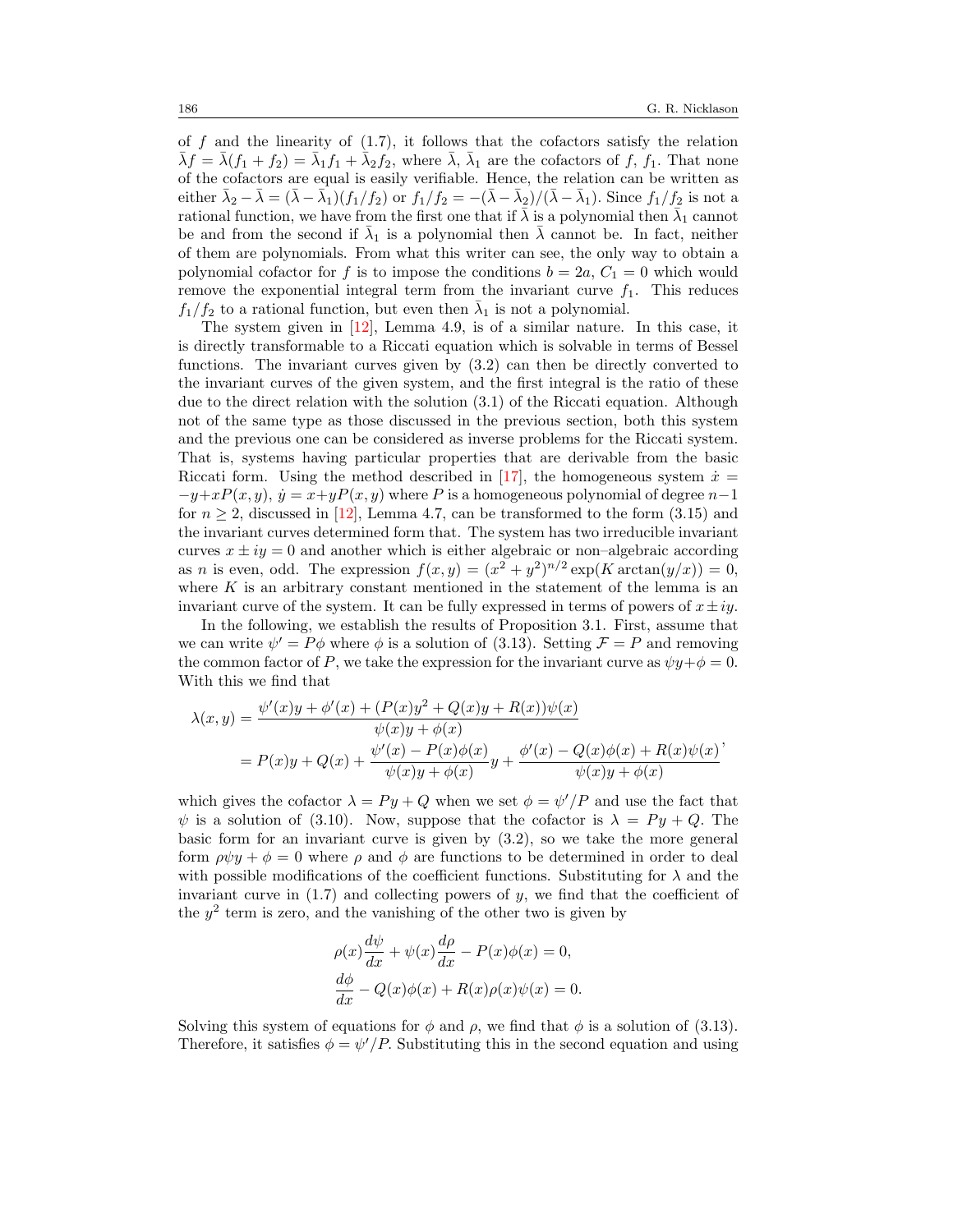of $f$ and the linearity of (1.7), it follows that the cofactors satisfy the relation $\bar{\lambda} f = \bar{\lambda}(f_1 + f_2) = \bar{\lambda}_1 f_1 + \bar{\lambda}_2 f_2$, where $\bar{\lambda}$, $\bar{\lambda}_1$ are the cofactors of $f$, $f_1$. That none of the cofactors are equal is easily verifiable. Hence, the relation can be written as either $\bar{\lambda}_2 - \bar{\lambda} = (\bar{\lambda} - \bar{\lambda}_1)(f_1/f_2)$ or $f_1/f_2 = -(\bar{\lambda} - \bar{\lambda}_2)/(\bar{\lambda} - \bar{\lambda}_1)$. Since $f_1/f_2$ is not a rational function, we have from the first one that if $\bar{\lambda}$ is a polynomial then $\bar{\lambda}_1$ cannot be and from the second if $\bar{\lambda}_1$ is a polynomial then $\bar{\lambda}$ cannot be. In fact, neither of them are polynomials. From what this writer can see, the only way to obtain a polynomial cofactor for $f$ is to impose the conditions $b = 2a$, $C_1 = 0$ which would remove the exponential integral term from the invariant curve $f_1$. This reduces $f_1/f_2$ to a rational function, but even then $\bar{\lambda}_1$ is not a polynomial.

The system given in [12], Lemma 4.9, is of a similar nature. In this case, it is directly transformable to a Riccati equation which is solvable in terms of Bessel functions. The invariant curves given by (3.2) can then be directly converted to the invariant curves of the given system, and the first integral is the ratio of these due to the direct relation with the solution (3.1) of the Riccati equation. Although not of the same type as those discussed in the previous section, both this system and the previous one can be considered as inverse problems for the Riccati system. That is, systems having particular properties that are derivable from the basic Riccati form. Using the method described in [17], the homogeneous system $\dot{x} = -y + xP(x, y)$, $\dot{y} = x + yP(x, y)$ where $P$ is a homogeneous polynomial of degree $n-1$ for $n \geq 2$, discussed in [12], Lemma 4.7, can be transformed to the form (3.15) and the invariant curves determined form that. The system has two irreducible invariant curves $x \pm iy = 0$ and another which is either algebraic or non–algebraic according as $n$ is even, odd. The expression $f(x, y) = (x^2 + y^2)^{n/2} \exp(K \arctan(y/x)) = 0$, where $K$ is an arbitrary constant mentioned in the statement of the lemma is an invariant curve of the system. It can be fully expressed in terms of powers of $x \pm iy$.

In the following, we establish the results of Proposition 3.1. First, assume that we can write $\psi' = P\phi$ where $\phi$ is a solution of (3.13). Setting $\mathcal{F} = P$ and removing the common factor of $P$, we take the expression for the invariant curve as $\psi y + \phi = 0$. With this we find that

$$
\begin{aligned}
\lambda(x, y) &= \frac{\psi'(x)y + \phi'(x) + (P(x)y^2 + Q(x)y + R(x))\psi(x)}{\psi(x)y + \phi(x)} \\
&= P(x)y + Q(x) + \frac{\psi'(x) - P(x)\phi(x)}{\psi(x)y + \phi(x)} y + \frac{\phi'(x) - Q(x)\phi(x) + R(x)\psi(x)}{\psi(x)y + \phi(x)},
\end{aligned}
$$

which gives the cofactor $\lambda = Py + Q$ when we set $\phi = \psi'/P$ and use the fact that $\psi$ is a solution of (3.10). Now, suppose that the cofactor is $\lambda = Py + Q$. The basic form for an invariant curve is given by (3.2), so we take the more general form $\rho\psi y + \phi = 0$ where $\rho$ and $\phi$ are functions to be determined in order to deal with possible modifications of the coefficient functions. Substituting for $\lambda$ and the invariant curve in (1.7) and collecting powers of $y$, we find that the coefficient of the $y^2$ term is zero, and the vanishing of the other two is given by

$$
\begin{aligned}
\rho(x)\frac{d\psi}{dx} + \psi(x)\frac{d\rho}{dx} - P(x)\phi(x) &= 0, \\
\frac{d\phi}{dx} - Q(x)\phi(x) + R(x)\rho(x)\psi(x) &= 0.
\end{aligned}
$$

Solving this system of equations for $\phi$ and $\rho$, we find that $\phi$ is a solution of (3.13). Therefore, it satisfies $\phi = \psi'/P$. Substituting this in the second equation and using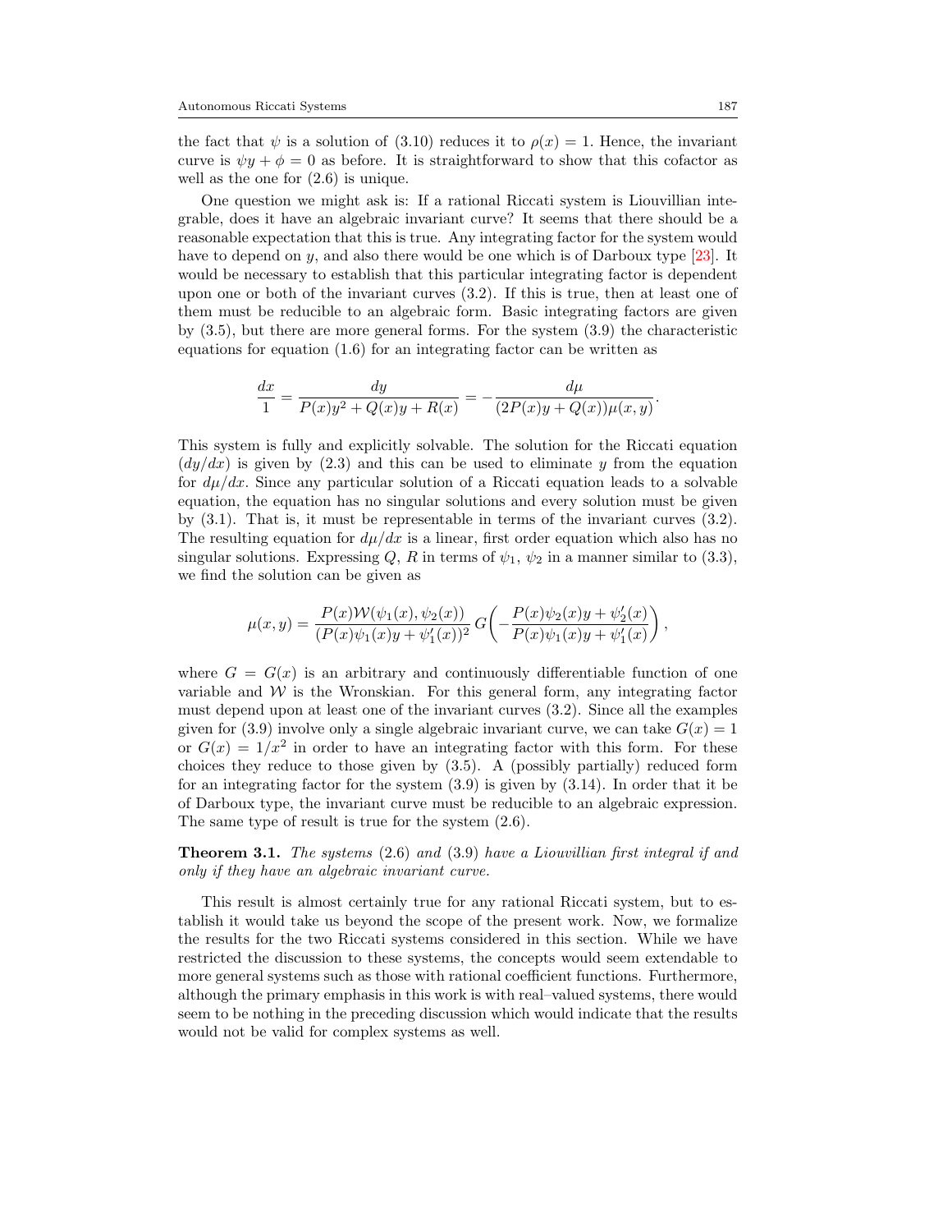the fact that $\psi$ is a solution of (3.10) reduces it to $\rho(x) = 1$. Hence, the invariant curve is $\psi y + \phi = 0$ as before. It is straightforward to show that this cofactor as well as the one for (2.6) is unique.

One question we might ask is: If a rational Riccati system is Liouvillian integrable, does it have an algebraic invariant curve? It seems that there should be a reasonable expectation that this is true. Any integrating factor for the system would have to depend on $y$, and also there would be one which is of Darboux type [23]. It would be necessary to establish that this particular integrating factor is dependent upon one or both of the invariant curves (3.2). If this is true, then at least one of them must be reducible to an algebraic form. Basic integrating factors are given by (3.5), but there are more general forms. For the system (3.9) the characteristic equations for equation (1.6) for an integrating factor can be written as

$$\frac{dx}{1} = \frac{dy}{P(x)y^2 + Q(x)y + R(x)} = -\frac{d\mu}{(2P(x)y + Q(x))\mu(x,y)}.$$

This system is fully and explicitly solvable. The solution for the Riccati equation $(dy/dx)$ is given by (2.3) and this can be used to eliminate $y$ from the equation for $d\mu/dx$. Since any particular solution of a Riccati equation leads to a solvable equation, the equation has no singular solutions and every solution must be given by (3.1). That is, it must be representable in terms of the invariant curves (3.2). The resulting equation for $d\mu/dx$ is a linear, first order equation which also has no singular solutions. Expressing $Q$, $R$ in terms of $\psi_1$, $\psi_2$ in a manner similar to (3.3), we find the solution can be given as

$$\mu(x,y) = \frac{P(x)\mathcal{W}(\psi_1(x), \psi_2(x))}{(P(x)\psi_1(x)y + \psi_1'(x))^2}\, G\!\left(-\frac{P(x)\psi_2(x)y + \psi_2'(x)}{P(x)\psi_1(x)y + \psi_1'(x)}\right),$$

where $G = G(x)$ is an arbitrary and continuously differentiable function of one variable and $\mathcal{W}$ is the Wronskian. For this general form, any integrating factor must depend upon at least one of the invariant curves (3.2). Since all the examples given for (3.9) involve only a single algebraic invariant curve, we can take $G(x) = 1$ or $G(x) = 1/x^2$ in order to have an integrating factor with this form. For these choices they reduce to those given by (3.5). A (possibly partially) reduced form for an integrating factor for the system (3.9) is given by (3.14). In order that it be of Darboux type, the invariant curve must be reducible to an algebraic expression. The same type of result is true for the system (2.6).

**Theorem 3.1.** *The systems* (2.6) *and* (3.9) *have a Liouvillian first integral if and only if they have an algebraic invariant curve.*

This result is almost certainly true for any rational Riccati system, but to establish it would take us beyond the scope of the present work. Now, we formalize the results for the two Riccati systems considered in this section. While we have restricted the discussion to these systems, the concepts would seem extendable to more general systems such as those with rational coefficient functions. Furthermore, although the primary emphasis in this work is with real–valued systems, there would seem to be nothing in the preceding discussion which would indicate that the results would not be valid for complex systems as well.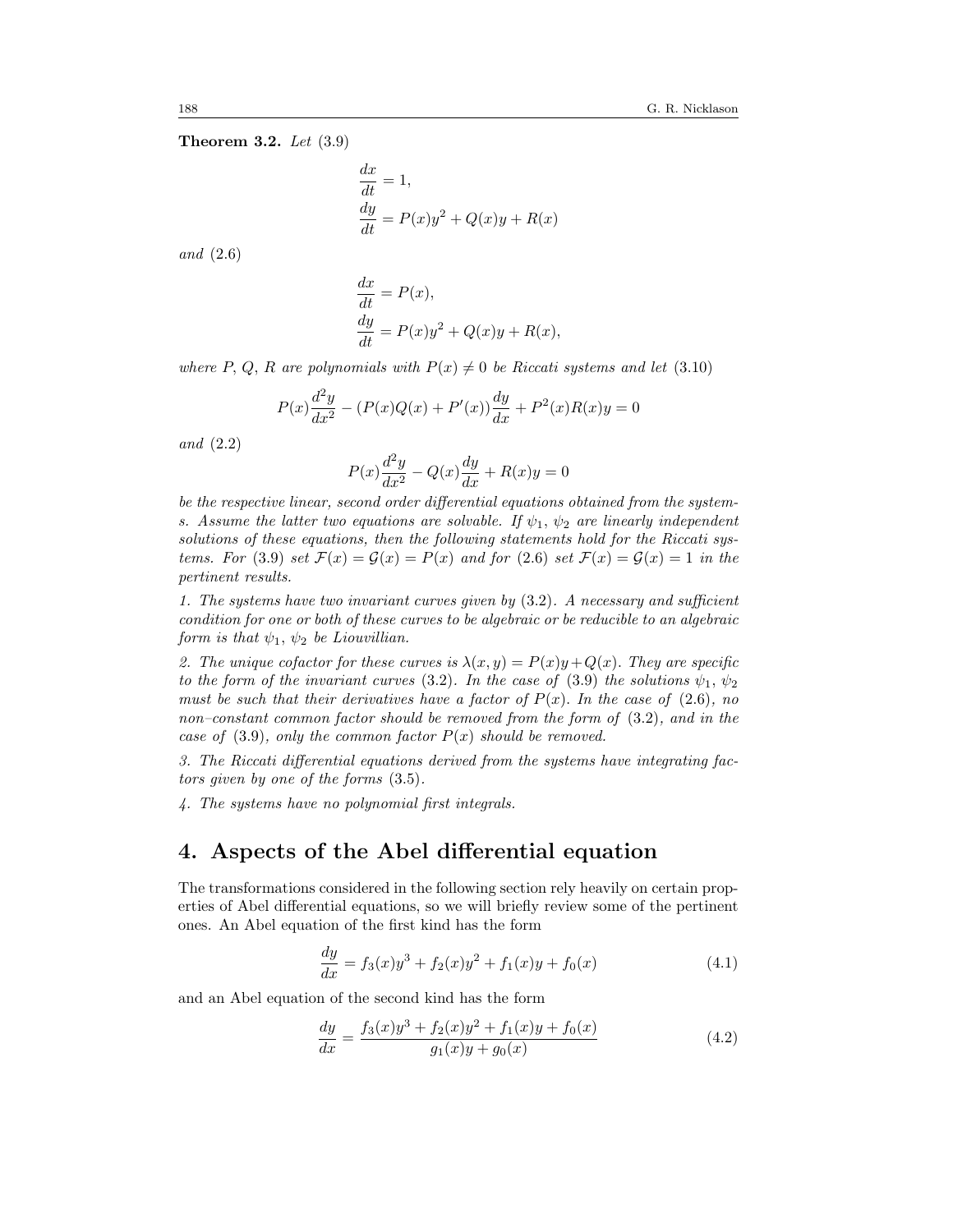**Theorem 3.2.** *Let* (3.9)

$$
\begin{aligned}
\frac{dx}{dt} &= 1, \\
\frac{dy}{dt} &= P(x)y^2 + Q(x)y + R(x)
\end{aligned}
$$

*and* (2.6)

$$
\begin{aligned}
\frac{dx}{dt} &= P(x), \\
\frac{dy}{dt} &= P(x)y^2 + Q(x)y + R(x),
\end{aligned}
$$

*where $P$, $Q$, $R$ are polynomials with $P(x) \neq 0$ be Riccati systems and let* (3.10)

$$
P(x)\frac{d^2y}{dx^2} - (P(x)Q(x) + P'(x))\frac{dy}{dx} + P^2(x)R(x)y = 0
$$

*and* (2.2)

$$
P(x)\frac{d^2y}{dx^2} - Q(x)\frac{dy}{dx} + R(x)y = 0
$$

*be the respective linear, second order differential equations obtained from the systems. Assume the latter two equations are solvable. If $\psi_1$, $\psi_2$ are linearly independent solutions of these equations, then the following statements hold for the Riccati systems. For* (3.9) *set $\mathcal{F}(x) = \mathcal{G}(x) = P(x)$ and for* (2.6) *set $\mathcal{F}(x) = \mathcal{G}(x) = 1$ in the pertinent results.*

*1. The systems have two invariant curves given by* (3.2)*. A necessary and sufficient condition for one or both of these curves to be algebraic or be reducible to an algebraic form is that $\psi_1$, $\psi_2$ be Liouvillian.*

*2. The unique cofactor for these curves is $\lambda(x, y) = P(x)y + Q(x)$. They are specific to the form of the invariant curves* (3.2)*. In the case of* (3.9) *the solutions $\psi_1$, $\psi_2$ must be such that their derivatives have a factor of $P(x)$. In the case of* (2.6)*, no non–constant common factor should be removed from the form of* (3.2)*, and in the case of* (3.9)*, only the common factor $P(x)$ should be removed.*

*3. The Riccati differential equations derived from the systems have integrating factors given by one of the forms* (3.5)*.*

*4. The systems have no polynomial first integrals.*

## 4. Aspects of the Abel differential equation

The transformations considered in the following section rely heavily on certain properties of Abel differential equations, so we will briefly review some of the pertinent ones. An Abel equation of the first kind has the form

$$
\frac{dy}{dx} = f_3(x)y^3 + f_2(x)y^2 + f_1(x)y + f_0(x) \tag{4.1}
$$

and an Abel equation of the second kind has the form

$$
\frac{dy}{dx} = \frac{f_3(x)y^3 + f_2(x)y^2 + f_1(x)y + f_0(x)}{g_1(x)y + g_0(x)} \tag{4.2}
$$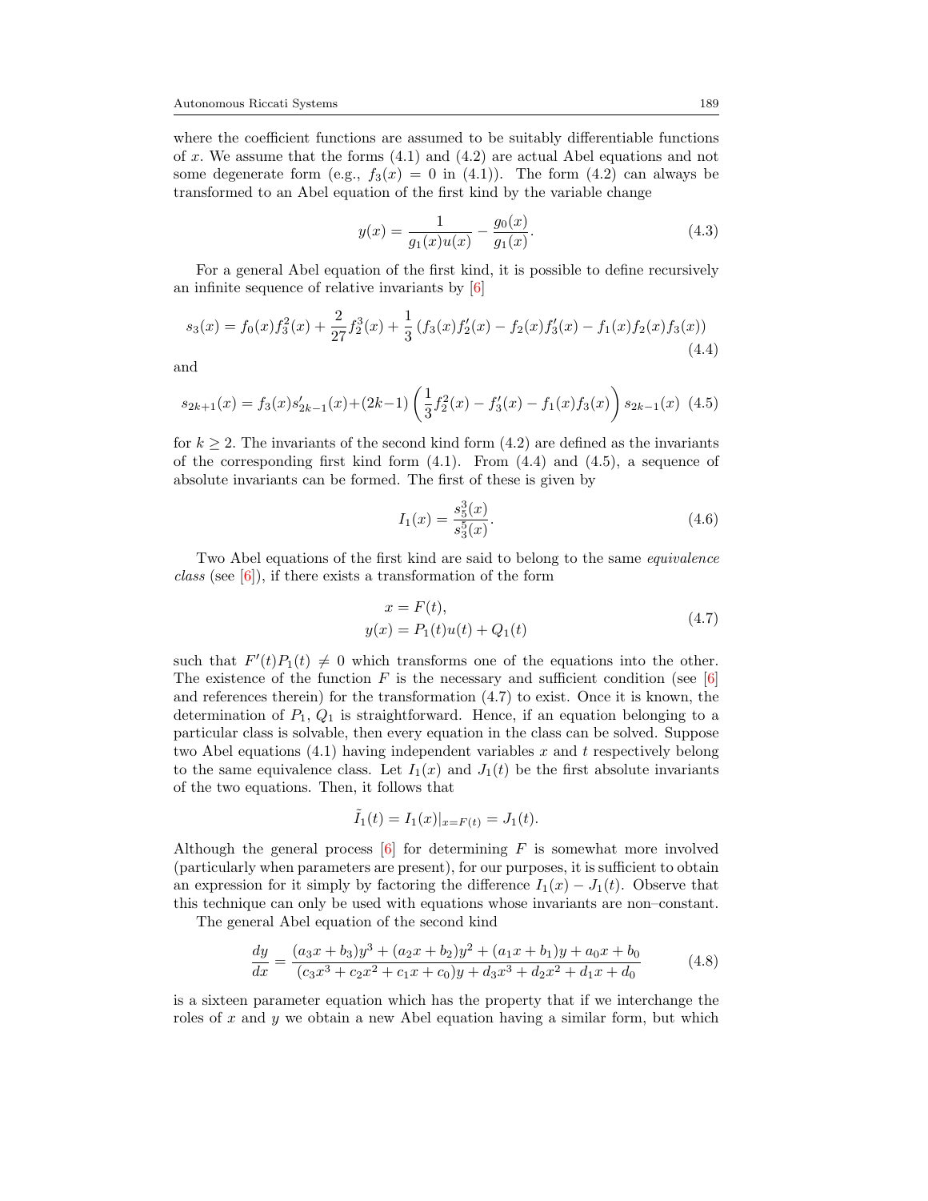where the coefficient functions are assumed to be suitably differentiable functions of $x$. We assume that the forms (4.1) and (4.2) are actual Abel equations and not some degenerate form (e.g., $f_3(x) = 0$ in (4.1)). The form (4.2) can always be transformed to an Abel equation of the first kind by the variable change

$$y(x) = \frac{1}{g_1(x)u(x)} - \frac{g_0(x)}{g_1(x)}. \tag{4.3}$$

For a general Abel equation of the first kind, it is possible to define recursively an infinite sequence of relative invariants by [6]

$$s_3(x) = f_0(x)f_3^2(x) + \frac{2}{27}f_2^3(x) + \frac{1}{3}\left(f_3(x)f_2'(x) - f_2(x)f_3'(x) - f_1(x)f_2(x)f_3(x)\right) \tag{4.4}$$

and

$$s_{2k+1}(x) = f_3(x)s_{2k-1}'(x) + (2k-1)\left(\frac{1}{3}f_2^2(x) - f_3'(x) - f_1(x)f_3(x)\right)s_{2k-1}(x) \tag{4.5}$$

for $k \geq 2$. The invariants of the second kind form (4.2) are defined as the invariants of the corresponding first kind form (4.1). From (4.4) and (4.5), a sequence of absolute invariants can be formed. The first of these is given by

$$I_1(x) = \frac{s_5^3(x)}{s_3^5(x)}. \tag{4.6}$$

Two Abel equations of the first kind are said to belong to the same *equivalence class* (see [6]), if there exists a transformation of the form

$$\begin{aligned} x &= F(t), \\ y(x) &= P_1(t)u(t) + Q_1(t) \end{aligned} \tag{4.7}$$

such that $F'(t)P_1(t) \neq 0$ which transforms one of the equations into the other. The existence of the function $F$ is the necessary and sufficient condition (see [6] and references therein) for the transformation (4.7) to exist. Once it is known, the determination of $P_1$, $Q_1$ is straightforward. Hence, if an equation belonging to a particular class is solvable, then every equation in the class can be solved. Suppose two Abel equations (4.1) having independent variables $x$ and $t$ respectively belong to the same equivalence class. Let $I_1(x)$ and $J_1(t)$ be the first absolute invariants of the two equations. Then, it follows that

$$\tilde{I}_1(t) = I_1(x)|_{x=F(t)} = J_1(t).$$

Although the general process [6] for determining $F$ is somewhat more involved (particularly when parameters are present), for our purposes, it is sufficient to obtain an expression for it simply by factoring the difference $I_1(x) - J_1(t)$. Observe that this technique can only be used with equations whose invariants are non–constant.

The general Abel equation of the second kind

$$\frac{dy}{dx} = \frac{(a_3x + b_3)y^3 + (a_2x + b_2)y^2 + (a_1x + b_1)y + a_0x + b_0}{(c_3x^3 + c_2x^2 + c_1x + c_0)y + d_3x^3 + d_2x^2 + d_1x + d_0} \tag{4.8}$$

is a sixteen parameter equation which has the property that if we interchange the roles of $x$ and $y$ we obtain a new Abel equation having a similar form, but which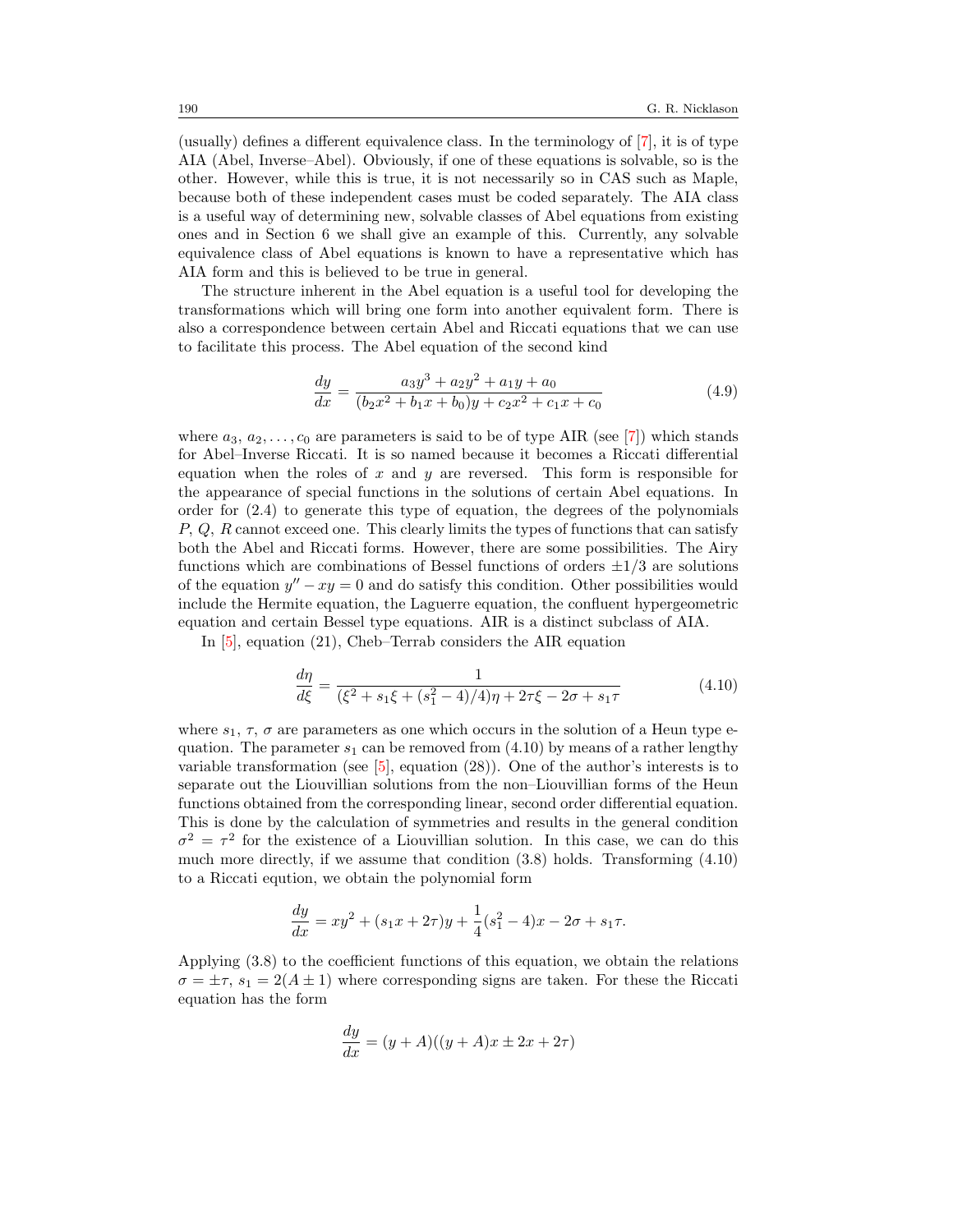(usually) defines a different equivalence class. In the terminology of [7], it is of type AIA (Abel, Inverse–Abel). Obviously, if one of these equations is solvable, so is the other. However, while this is true, it is not necessarily so in CAS such as Maple, because both of these independent cases must be coded separately. The AIA class is a useful way of determining new, solvable classes of Abel equations from existing ones and in Section 6 we shall give an example of this. Currently, any solvable equivalence class of Abel equations is known to have a representative which has AIA form and this is believed to be true in general.

The structure inherent in the Abel equation is a useful tool for developing the transformations which will bring one form into another equivalent form. There is also a correspondence between certain Abel and Riccati equations that we can use to facilitate this process. The Abel equation of the second kind

$$\frac{dy}{dx} = \frac{a_3y^3 + a_2y^2 + a_1y + a_0}{(b_2x^2 + b_1x + b_0)y + c_2x^2 + c_1x + c_0} \tag{4.9}$$

where $a_3, a_2, \ldots, c_0$ are parameters is said to be of type AIR (see [7]) which stands for Abel–Inverse Riccati. It is so named because it becomes a Riccati differential equation when the roles of $x$ and $y$ are reversed. This form is responsible for the appearance of special functions in the solutions of certain Abel equations. In order for (2.4) to generate this type of equation, the degrees of the polynomials $P$, $Q$, $R$ cannot exceed one. This clearly limits the types of functions that can satisfy both the Abel and Riccati forms. However, there are some possibilities. The Airy functions which are combinations of Bessel functions of orders $\pm 1/3$ are solutions of the equation $y'' - xy = 0$ and do satisfy this condition. Other possibilities would include the Hermite equation, the Laguerre equation, the confluent hypergeometric equation and certain Bessel type equations. AIR is a distinct subclass of AIA.

In [5], equation (21), Cheb–Terrab considers the AIR equation

$$\frac{d\eta}{d\xi} = \frac{1}{(\xi^2 + s_1\xi + (s_1^2 - 4)/4)\eta + 2\tau\xi - 2\sigma + s_1\tau} \tag{4.10}$$

where $s_1$, $\tau$, $\sigma$ are parameters as one which occurs in the solution of a Heun type equation. The parameter $s_1$ can be removed from (4.10) by means of a rather lengthy variable transformation (see [5], equation (28)). One of the author's interests is to separate out the Liouvillian solutions from the non–Liouvillian forms of the Heun functions obtained from the corresponding linear, second order differential equation. This is done by the calculation of symmetries and results in the general condition $\sigma^2 = \tau^2$ for the existence of a Liouvillian solution. In this case, we can do this much more directly, if we assume that condition (3.8) holds. Transforming (4.10) to a Riccati eqution, we obtain the polynomial form

$$\frac{dy}{dx} = xy^2 + (s_1x + 2\tau)y + \frac{1}{4}(s_1^2 - 4)x - 2\sigma + s_1\tau.$$

Applying (3.8) to the coefficient functions of this equation, we obtain the relations $\sigma = \pm\tau$, $s_1 = 2(A \pm 1)$ where corresponding signs are taken. For these the Riccati equation has the form

$$\frac{dy}{dx} = (y + A)((y + A)x \pm 2x + 2\tau)$$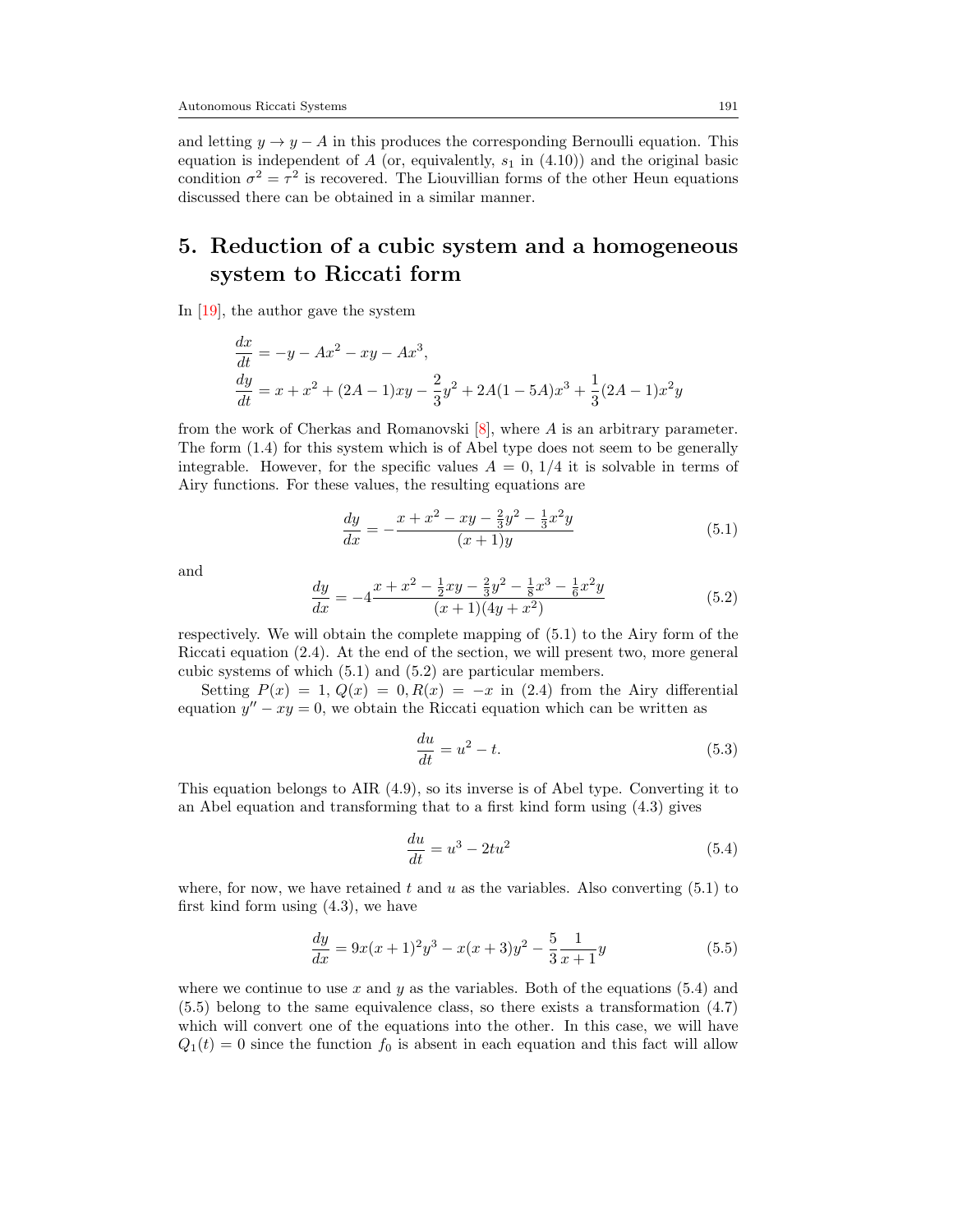and letting $y \to y - A$ in this produces the corresponding Bernoulli equation. This equation is independent of $A$ (or, equivalently, $s_1$ in (4.10)) and the original basic condition $\sigma^2 = \tau^2$ is recovered. The Liouvillian forms of the other Heun equations discussed there can be obtained in a similar manner.

# 5. Reduction of a cubic system and a homogeneous system to Riccati form

In [19], the author gave the system

$$
\begin{aligned}
\frac{dx}{dt} &= -y - Ax^2 - xy - Ax^3, \\
\frac{dy}{dt} &= x + x^2 + (2A-1)xy - \frac{2}{3}y^2 + 2A(1-5A)x^3 + \frac{1}{3}(2A-1)x^2 y
\end{aligned}
$$

from the work of Cherkas and Romanovski [8], where $A$ is an arbitrary parameter. The form (1.4) for this system which is of Abel type does not seem to be generally integrable. However, for the specific values $A = 0,\, 1/4$ it is solvable in terms of Airy functions. For these values, the resulting equations are

$$
\frac{dy}{dx} = -\frac{x + x^2 - xy - \frac{2}{3}y^2 - \frac{1}{3}x^2 y}{(x+1)y} \tag{5.1}
$$

and

$$
\frac{dy}{dx} = -4\frac{x + x^2 - \frac{1}{2}xy - \frac{2}{3}y^2 - \frac{1}{8}x^3 - \frac{1}{6}x^2 y}{(x+1)(4y + x^2)} \tag{5.2}
$$

respectively. We will obtain the complete mapping of (5.1) to the Airy form of the Riccati equation (2.4). At the end of the section, we will present two, more general cubic systems of which (5.1) and (5.2) are particular members.

Setting $P(x) = 1,\, Q(x) = 0, R(x) = -x$ in (2.4) from the Airy differential equation $y'' - xy = 0$, we obtain the Riccati equation which can be written as

$$
\frac{du}{dt} = u^2 - t. \tag{5.3}
$$

This equation belongs to AIR (4.9), so its inverse is of Abel type. Converting it to an Abel equation and transforming that to a first kind form using (4.3) gives

$$
\frac{du}{dt} = u^3 - 2tu^2 \tag{5.4}
$$

where, for now, we have retained $t$ and $u$ as the variables. Also converting (5.1) to first kind form using (4.3), we have

$$
\frac{dy}{dx} = 9x(x+1)^2 y^3 - x(x+3)y^2 - \frac{5}{3}\frac{1}{x+1}y \tag{5.5}
$$

where we continue to use $x$ and $y$ as the variables. Both of the equations (5.4) and (5.5) belong to the same equivalence class, so there exists a transformation (4.7) which will convert one of the equations into the other. In this case, we will have $Q_1(t) = 0$ since the function $f_0$ is absent in each equation and this fact will allow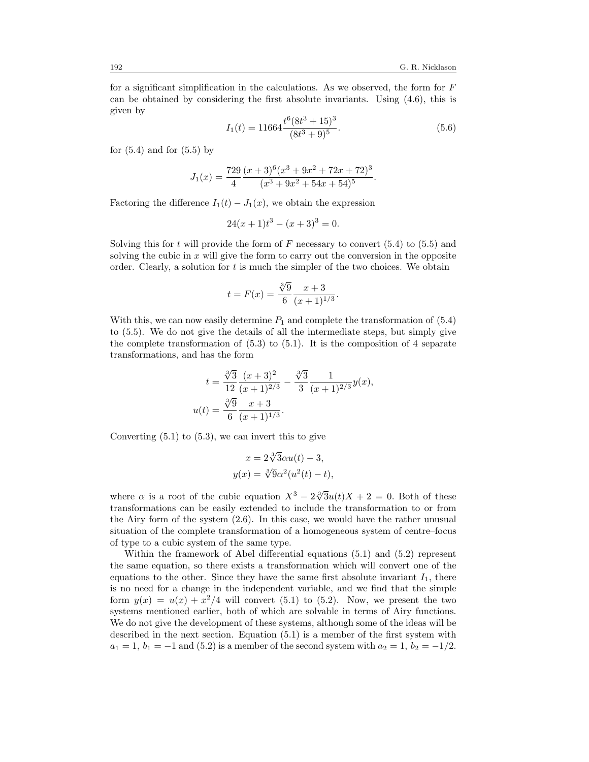for a significant simplification in the calculations. As we observed, the form for $F$ can be obtained by considering the first absolute invariants. Using (4.6), this is given by

$$I_1(t) = 11664\frac{t^6(8t^3+15)^3}{(8t^3+9)^5}. \tag{5.6}$$

for (5.4) and for (5.5) by

$$J_1(x) = \frac{729}{4}\frac{(x+3)^6(x^3+9x^2+72x+72)^3}{(x^3+9x^2+54x+54)^5}.$$

Factoring the difference $I_1(t) - J_1(x)$, we obtain the expression

$$24(x+1)t^3 - (x+3)^3 = 0.$$

Solving this for $t$ will provide the form of $F$ necessary to convert (5.4) to (5.5) and solving the cubic in $x$ will give the form to carry out the conversion in the opposite order. Clearly, a solution for $t$ is much the simpler of the two choices. We obtain

$$t = F(x) = \frac{\sqrt[3]{9}}{6}\frac{x+3}{(x+1)^{1/3}}.$$

With this, we can now easily determine $P_1$ and complete the transformation of (5.4) to (5.5). We do not give the details of all the intermediate steps, but simply give the complete transformation of (5.3) to (5.1). It is the composition of 4 separate transformations, and has the form

$$\begin{aligned} t &= \frac{\sqrt[3]{3}}{12}\frac{(x+3)^2}{(x+1)^{2/3}} - \frac{\sqrt[3]{3}}{3}\frac{1}{(x+1)^{2/3}}y(x), \\ u(t) &= \frac{\sqrt[3]{9}}{6}\frac{x+3}{(x+1)^{1/3}}. \end{aligned}$$

Converting (5.1) to (5.3), we can invert this to give

$$\begin{aligned} x &= 2\sqrt[3]{3}\alpha u(t) - 3, \\ y(x) &= \sqrt[3]{9}\alpha^2(u^2(t) - t), \end{aligned}$$

where $\alpha$ is a root of the cubic equation $X^3 - 2\sqrt[3]{3}u(t)X + 2 = 0$. Both of these transformations can be easily extended to include the transformation to or from the Airy form of the system (2.6). In this case, we would have the rather unusual situation of the complete transformation of a homogeneous system of centre–focus of type to a cubic system of the same type.

Within the framework of Abel differential equations (5.1) and (5.2) represent the same equation, so there exists a transformation which will convert one of the equations to the other. Since they have the same first absolute invariant $I_1$, there is no need for a change in the independent variable, and we find that the simple form $y(x) = u(x) + x^2/4$ will convert (5.1) to (5.2). Now, we present the two systems mentioned earlier, both of which are solvable in terms of Airy functions. We do not give the development of these systems, although some of the ideas will be described in the next section. Equation (5.1) is a member of the first system with $a_1 = 1$, $b_1 = -1$ and (5.2) is a member of the second system with $a_2 = 1$, $b_2 = -1/2$.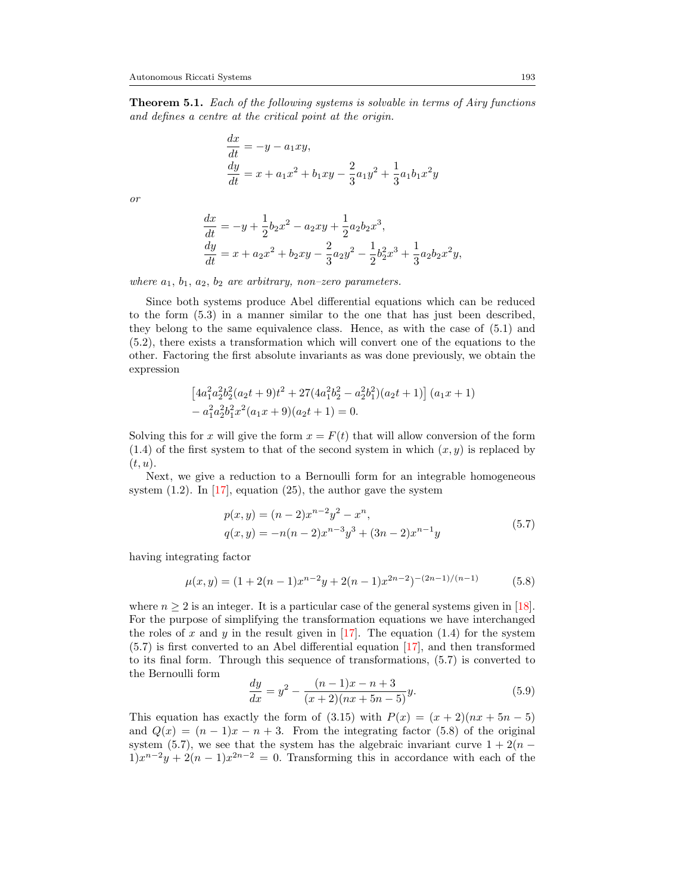**Theorem 5.1.** *Each of the following systems is solvable in terms of Airy functions and defines a centre at the critical point at the origin.*

$$\frac{dx}{dt} = -y - a_1 xy,$$
$$\frac{dy}{dt} = x + a_1 x^2 + b_1 xy - \frac{2}{3}a_1 y^2 + \frac{1}{3}a_1 b_1 x^2 y$$

*or*

$$\frac{dx}{dt} = -y + \frac{1}{2}b_2 x^2 - a_2 xy + \frac{1}{2}a_2 b_2 x^3,$$
$$\frac{dy}{dt} = x + a_2 x^2 + b_2 xy - \frac{2}{3}a_2 y^2 - \frac{1}{2}b_2^2 x^3 + \frac{1}{3}a_2 b_2 x^2 y,$$

*where $a_1$, $b_1$, $a_2$, $b_2$ are arbitrary, non–zero parameters.*

Since both systems produce Abel differential equations which can be reduced to the form (5.3) in a manner similar to the one that has just been described, they belong to the same equivalence class. Hence, as with the case of (5.1) and (5.2), there exists a transformation which will convert one of the equations to the other. Factoring the first absolute invariants as was done previously, we obtain the expression

$$\begin{aligned}&\left[4a_1^2 a_2^2 b_2^2 (a_2 t + 9)t^2 + 27(4a_1^2 b_2^2 - a_2^2 b_1^2)(a_2 t + 1)\right](a_1 x + 1)\\ &- a_1^2 a_2^2 b_1^2 x^2 (a_1 x + 9)(a_2 t + 1) = 0.\end{aligned}$$

Solving this for $x$ will give the form $x = F(t)$ that will allow conversion of the form (1.4) of the first system to that of the second system in which $(x, y)$ is replaced by $(t, u)$.

Next, we give a reduction to a Bernoulli form for an integrable homogeneous system (1.2). In [17], equation (25), the author gave the system

$$\begin{aligned}p(x,y) &= (n-2)x^{n-2}y^2 - x^n,\\ q(x,y) &= -n(n-2)x^{n-3}y^3 + (3n-2)x^{n-1}y\end{aligned} \tag{5.7}$$

having integrating factor

$$\mu(x,y) = (1 + 2(n-1)x^{n-2}y + 2(n-1)x^{2n-2})^{-(2n-1)/(n-1)} \tag{5.8}$$

where $n \geq 2$ is an integer. It is a particular case of the general systems given in [18]. For the purpose of simplifying the transformation equations we have interchanged the roles of $x$ and $y$ in the result given in [17]. The equation (1.4) for the system (5.7) is first converted to an Abel differential equation [17], and then transformed to its final form. Through this sequence of transformations, (5.7) is converted to the Bernoulli form

$$\frac{dy}{dx} = y^2 - \frac{(n-1)x - n + 3}{(x+2)(nx + 5n - 5)}y. \tag{5.9}$$

This equation has exactly the form of (3.15) with $P(x) = (x+2)(nx + 5n - 5)$ and $Q(x) = (n-1)x - n + 3$. From the integrating factor (5.8) of the original system (5.7), we see that the system has the algebraic invariant curve $1 + 2(n-1)x^{n-2}y + 2(n-1)x^{2n-2} = 0$. Transforming this in accordance with each of the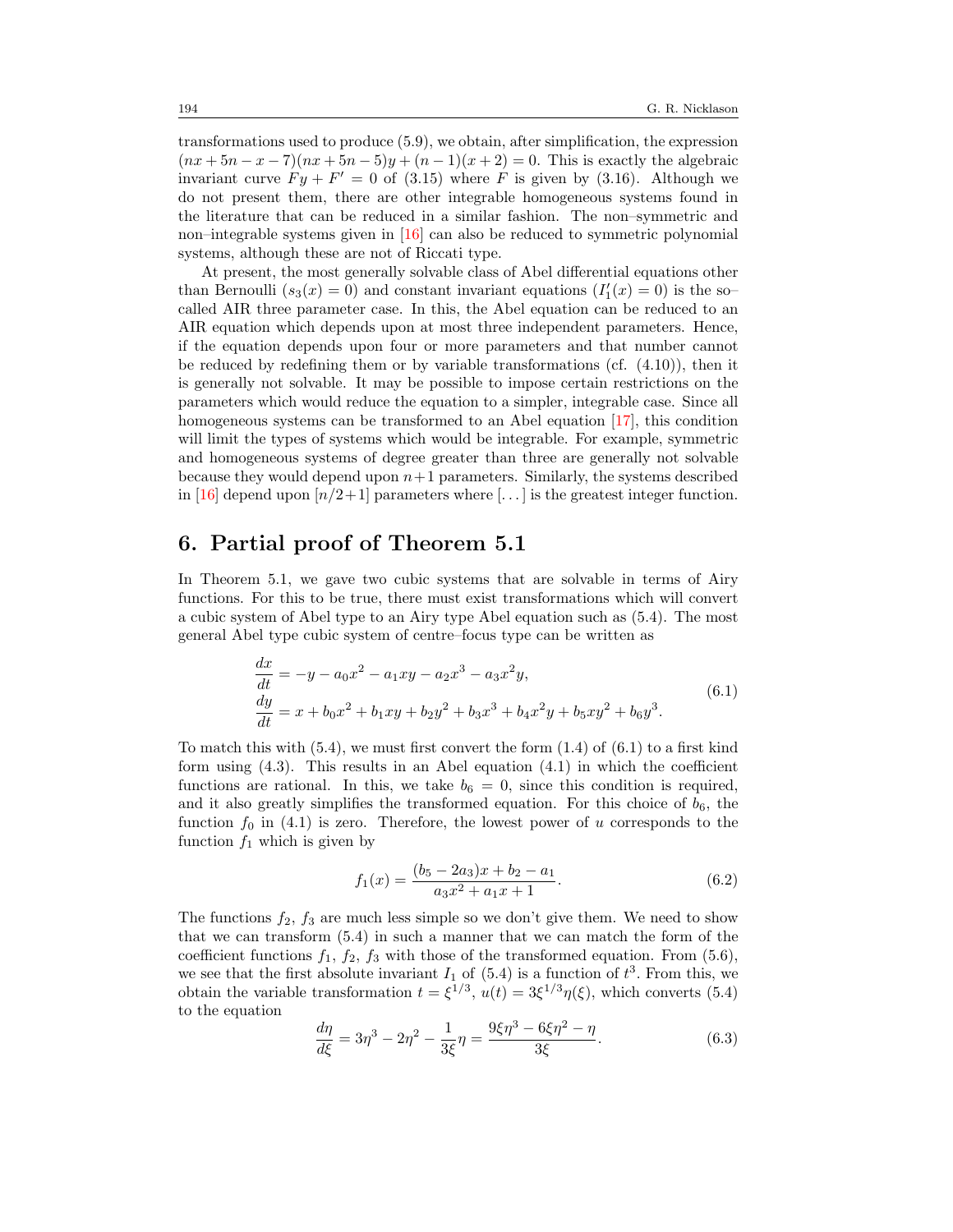transformations used to produce (5.9), we obtain, after simplification, the expression $(nx + 5n - x - 7)(nx + 5n - 5)y + (n - 1)(x + 2) = 0$. This is exactly the algebraic invariant curve $Fy + F' = 0$ of (3.15) where $F$ is given by (3.16). Although we do not present them, there are other integrable homogeneous systems found in the literature that can be reduced in a similar fashion. The non–symmetric and non–integrable systems given in [16] can also be reduced to symmetric polynomial systems, although these are not of Riccati type.

At present, the most generally solvable class of Abel differential equations other than Bernoulli ($s_3(x) = 0$) and constant invariant equations ($I_1'(x) = 0$) is the so–called AIR three parameter case. In this, the Abel equation can be reduced to an AIR equation which depends upon at most three independent parameters. Hence, if the equation depends upon four or more parameters and that number cannot be reduced by redefining them or by variable transformations (cf. (4.10)), then it is generally not solvable. It may be possible to impose certain restrictions on the parameters which would reduce the equation to a simpler, integrable case. Since all homogeneous systems can be transformed to an Abel equation [17], this condition will limit the types of systems which would be integrable. For example, symmetric and homogeneous systems of degree greater than three are generally not solvable because they would depend upon $n+1$ parameters. Similarly, the systems described in [16] depend upon $[n/2+1]$ parameters where $[\dots]$ is the greatest integer function.

## 6. Partial proof of Theorem 5.1

In Theorem 5.1, we gave two cubic systems that are solvable in terms of Airy functions. For this to be true, there must exist transformations which will convert a cubic system of Abel type to an Airy type Abel equation such as (5.4). The most general Abel type cubic system of centre–focus type can be written as

$$
\begin{aligned}
\frac{dx}{dt} &= -y - a_0x^2 - a_1xy - a_2x^3 - a_3x^2y, \\
\frac{dy}{dt} &= x + b_0x^2 + b_1xy + b_2y^2 + b_3x^3 + b_4x^2y + b_5xy^2 + b_6y^3.
\end{aligned}
\tag{6.1}
$$

To match this with (5.4), we must first convert the form (1.4) of (6.1) to a first kind form using (4.3). This results in an Abel equation (4.1) in which the coefficient functions are rational. In this, we take $b_6 = 0$, since this condition is required, and it also greatly simplifies the transformed equation. For this choice of $b_6$, the function $f_0$ in (4.1) is zero. Therefore, the lowest power of $u$ corresponds to the function $f_1$ which is given by

$$
f_1(x) = \frac{(b_5 - 2a_3)x + b_2 - a_1}{a_3x^2 + a_1x + 1}. \tag{6.2}
$$

The functions $f_2$, $f_3$ are much less simple so we don't give them. We need to show that we can transform (5.4) in such a manner that we can match the form of the coefficient functions $f_1$, $f_2$, $f_3$ with those of the transformed equation. From (5.6), we see that the first absolute invariant $I_1$ of (5.4) is a function of $t^3$. From this, we obtain the variable transformation $t = \xi^{1/3}$, $u(t) = 3\xi^{1/3}\eta(\xi)$, which converts (5.4) to the equation

$$
\frac{d\eta}{d\xi} = 3\eta^3 - 2\eta^2 - \frac{1}{3\xi}\eta = \frac{9\xi\eta^3 - 6\xi\eta^2 - \eta}{3\xi}. \tag{6.3}
$$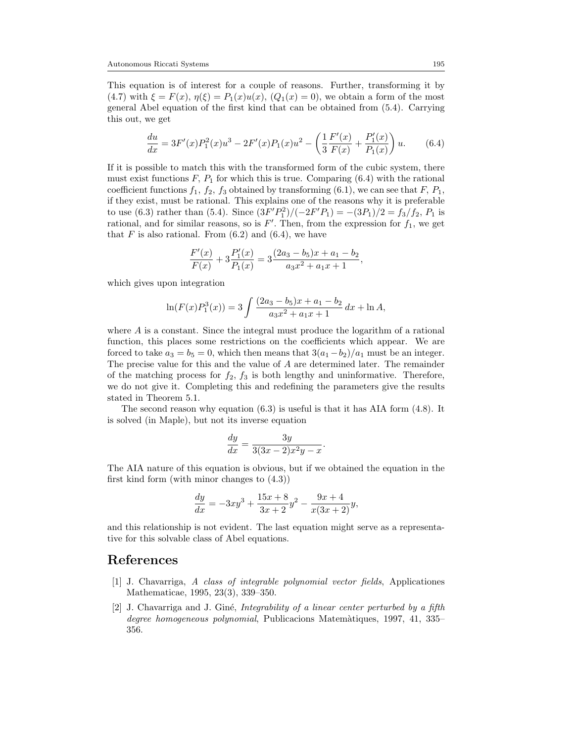This equation is of interest for a couple of reasons. Further, transforming it by (4.7) with $\xi = F(x)$, $\eta(\xi) = P_1(x)u(x)$, $(Q_1(x) = 0)$, we obtain a form of the most general Abel equation of the first kind that can be obtained from (5.4). Carrying this out, we get

$$\frac{du}{dx} = 3F'(x)P_1^2(x)u^3 - 2F'(x)P_1(x)u^2 - \left(\frac{1}{3}\frac{F'(x)}{F(x)} + \frac{P_1'(x)}{P_1(x)}\right)u. \tag{6.4}$$

If it is possible to match this with the transformed form of the cubic system, there must exist functions $F$, $P_1$ for which this is true. Comparing (6.4) with the rational coefficient functions $f_1$, $f_2$, $f_3$ obtained by transforming (6.1), we can see that $F$, $P_1$, if they exist, must be rational. This explains one of the reasons why it is preferable to use (6.3) rather than (5.4). Since $(3F'P_1^2)/(-2F'P_1) = -(3P_1)/2 = f_3/f_2$, $P_1$ is rational, and for similar reasons, so is $F'$. Then, from the expression for $f_1$, we get that $F$ is also rational. From (6.2) and (6.4), we have

$$\frac{F'(x)}{F(x)} + 3\frac{P_1'(x)}{P_1(x)} = 3\frac{(2a_3 - b_5)x + a_1 - b_2}{a_3x^2 + a_1x + 1},$$

which gives upon integration

$$\ln(F(x)P_1^3(x)) = 3\int \frac{(2a_3 - b_5)x + a_1 - b_2}{a_3x^2 + a_1x + 1}\,dx + \ln A,$$

where $A$ is a constant. Since the integral must produce the logarithm of a rational function, this places some restrictions on the coefficients which appear. We are forced to take $a_3 = b_5 = 0$, which then means that $3(a_1 - b_2)/a_1$ must be an integer. The precise value for this and the value of $A$ are determined later. The remainder of the matching process for $f_2$, $f_3$ is both lengthy and uninformative. Therefore, we do not give it. Completing this and redefining the parameters give the results stated in Theorem 5.1.

The second reason why equation (6.3) is useful is that it has AIA form (4.8). It is solved (in Maple), but not its inverse equation

$$\frac{dy}{dx} = \frac{3y}{3(3x-2)x^2y - x}.$$

The AIA nature of this equation is obvious, but if we obtained the equation in the first kind form (with minor changes to (4.3))

$$\frac{dy}{dx} = -3xy^3 + \frac{15x + 8}{3x + 2}y^2 - \frac{9x + 4}{x(3x + 2)}y,$$

and this relationship is not evident. The last equation might serve as a representative for this solvable class of Abel equations.

# References

[1] J. Chavarriga, *A class of integrable polynomial vector fields*, Applicationes Mathematicae, 1995, 23(3), 339–350.

[2] J. Chavarriga and J. Giné, *Integrability of a linear center perturbed by a fifth degree homogeneous polynomial*, Publicacions Matemàtiques, 1997, 41, 335–356.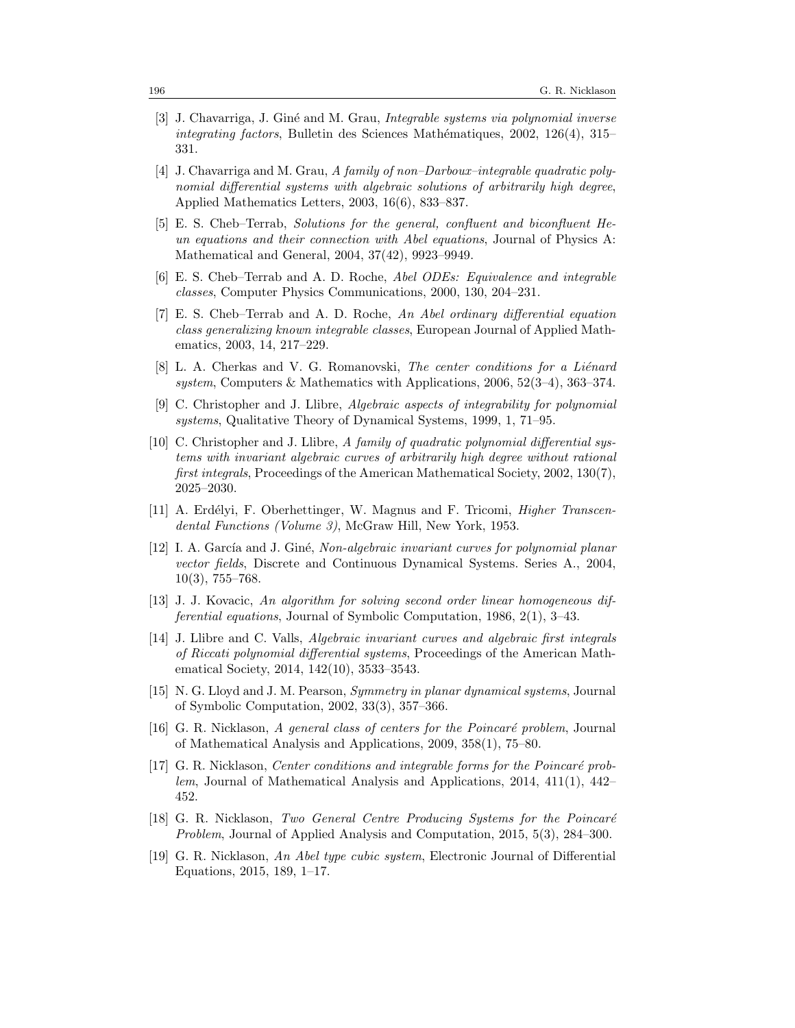[3] J. Chavarriga, J. Giné and M. Grau, *Integrable systems via polynomial inverse integrating factors*, Bulletin des Sciences Mathématiques, 2002, 126(4), 315–331.

[4] J. Chavarriga and M. Grau, *A family of non–Darboux–integrable quadratic polynomial differential systems with algebraic solutions of arbitrarily high degree*, Applied Mathematics Letters, 2003, 16(6), 833–837.

[5] E. S. Cheb–Terrab, *Solutions for the general, confluent and biconfluent Heun equations and their connection with Abel equations*, Journal of Physics A: Mathematical and General, 2004, 37(42), 9923–9949.

[6] E. S. Cheb–Terrab and A. D. Roche, *Abel ODEs: Equivalence and integrable classes*, Computer Physics Communications, 2000, 130, 204–231.

[7] E. S. Cheb–Terrab and A. D. Roche, *An Abel ordinary differential equation class generalizing known integrable classes*, European Journal of Applied Mathematics, 2003, 14, 217–229.

[8] L. A. Cherkas and V. G. Romanovski, *The center conditions for a Liénard system*, Computers & Mathematics with Applications, 2006, 52(3–4), 363–374.

[9] C. Christopher and J. Llibre, *Algebraic aspects of integrability for polynomial systems*, Qualitative Theory of Dynamical Systems, 1999, 1, 71–95.

[10] C. Christopher and J. Llibre, *A family of quadratic polynomial differential systems with invariant algebraic curves of arbitrarily high degree without rational first integrals*, Proceedings of the American Mathematical Society, 2002, 130(7), 2025–2030.

[11] A. Erdélyi, F. Oberhettinger, W. Magnus and F. Tricomi, *Higher Transcendental Functions (Volume 3)*, McGraw Hill, New York, 1953.

[12] I. A. García and J. Giné, *Non-algebraic invariant curves for polynomial planar vector fields*, Discrete and Continuous Dynamical Systems. Series A., 2004, 10(3), 755–768.

[13] J. J. Kovacic, *An algorithm for solving second order linear homogeneous differential equations*, Journal of Symbolic Computation, 1986, 2(1), 3–43.

[14] J. Llibre and C. Valls, *Algebraic invariant curves and algebraic first integrals of Riccati polynomial differential systems*, Proceedings of the American Mathematical Society, 2014, 142(10), 3533–3543.

[15] N. G. Lloyd and J. M. Pearson, *Symmetry in planar dynamical systems*, Journal of Symbolic Computation, 2002, 33(3), 357–366.

[16] G. R. Nicklason, *A general class of centers for the Poincaré problem*, Journal of Mathematical Analysis and Applications, 2009, 358(1), 75–80.

[17] G. R. Nicklason, *Center conditions and integrable forms for the Poincaré problem*, Journal of Mathematical Analysis and Applications, 2014, 411(1), 442–452.

[18] G. R. Nicklason, *Two General Centre Producing Systems for the Poincaré Problem*, Journal of Applied Analysis and Computation, 2015, 5(3), 284–300.

[19] G. R. Nicklason, *An Abel type cubic system*, Electronic Journal of Differential Equations, 2015, 189, 1–17.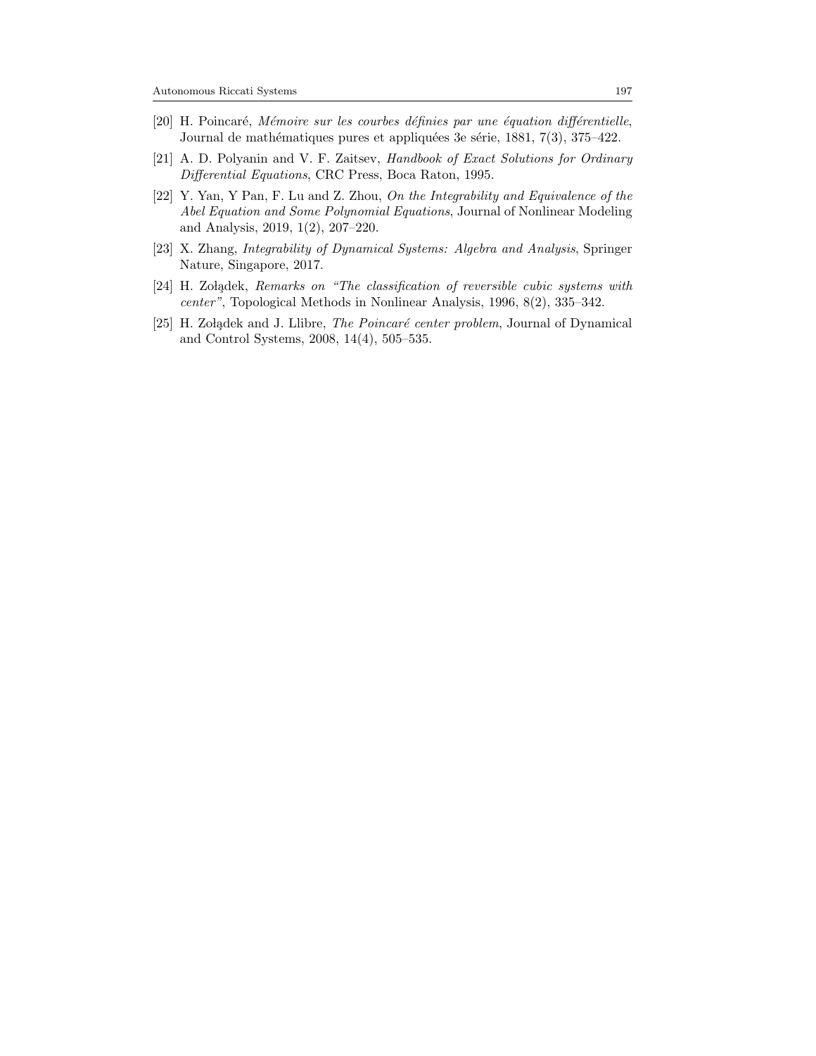[20] H. Poincaré, *Mémoire sur les courbes définies par une équation différentielle*, Journal de mathématiques pures et appliquées 3e série, 1881, 7(3), 375–422.

[21] A. D. Polyanin and V. F. Zaitsev, *Handbook of Exact Solutions for Ordinary Differential Equations*, CRC Press, Boca Raton, 1995.

[22] Y. Yan, Y Pan, F. Lu and Z. Zhou, *On the Integrability and Equivalence of the Abel Equation and Some Polynomial Equations*, Journal of Nonlinear Modeling and Analysis, 2019, 1(2), 207–220.

[23] X. Zhang, *Integrability of Dynamical Systems: Algebra and Analysis*, Springer Nature, Singapore, 2017.

[24] H. Żołądek, *Remarks on "The classification of reversible cubic systems with center"*, Topological Methods in Nonlinear Analysis, 1996, 8(2), 335–342.

[25] H. Żołądek and J. Llibre, *The Poincaré center problem*, Journal of Dynamical and Control Systems, 2008, 14(4), 505–535.